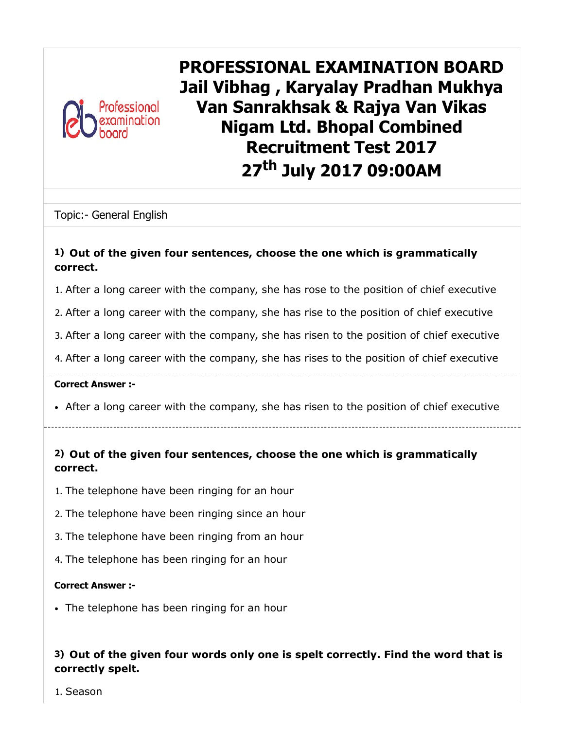# PROFESSIONAL EXAMINATION BOARD
# Jail Vibhag , Karyalay Pradhan Mukhya Van Sanrakhsak & Rajya Van Vikas Nigam Ltd. Bhopal Combined Recruitment Test 2017
# 27th July 2017 09:00AM

Topic:- General English

**1) Out of the given four sentences, choose the one which is grammatically correct.**

1. After a long career with the company, she has rose to the position of chief executive
2. After a long career with the company, she has rise to the position of chief executive
3. After a long career with the company, she has risen to the position of chief executive
4. After a long career with the company, she has rises to the position of chief executive

**Correct Answer :-**

- After a long career with the company, she has risen to the position of chief executive

---

**2) Out of the given four sentences, choose the one which is grammatically correct.**

1. The telephone have been ringing for an hour
2. The telephone have been ringing since an hour
3. The telephone have been ringing from an hour
4. The telephone has been ringing for an hour

**Correct Answer :-**

- The telephone has been ringing for an hour

**3) Out of the given four words only one is spelt correctly. Find the word that is correctly spelt.**

1. Season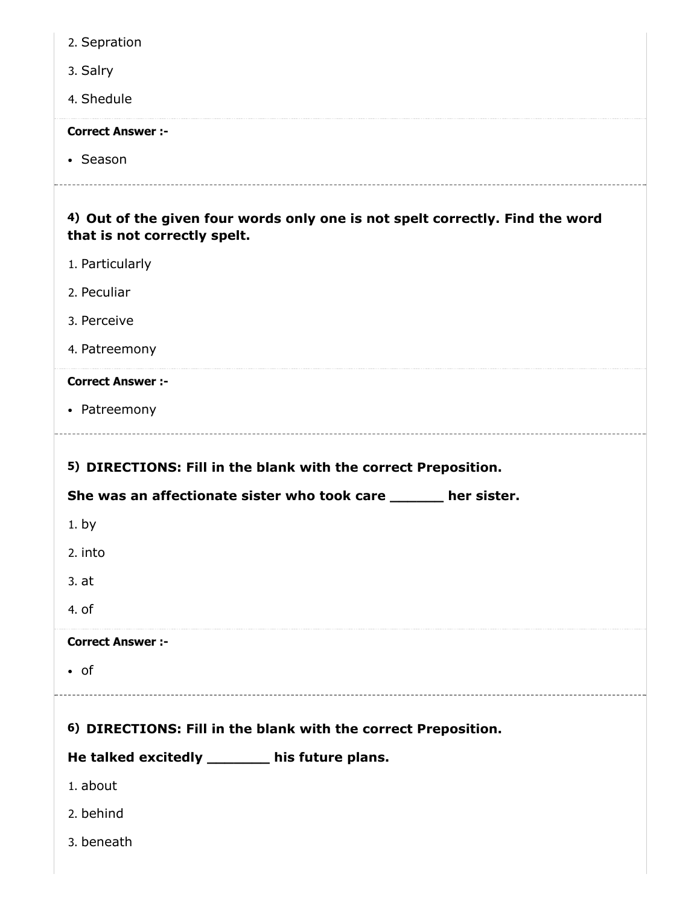2. Sepration

3. Salry

4. Shedule

**Correct Answer :-**

- Season

---

**4) Out of the given four words only one is not spelt correctly. Find the word that is not correctly spelt.**

1. Particularly

2. Peculiar

3. Perceive

4. Patreemony

**Correct Answer :-**

- Patreemony

---

**5) DIRECTIONS: Fill in the blank with the correct Preposition.**

**She was an affectionate sister who took care ______ her sister.**

1. by

2. into

3. at

4. of

**Correct Answer :-**

- of

---

**6) DIRECTIONS: Fill in the blank with the correct Preposition.**

**He talked excitedly _______ his future plans.**

1. about

2. behind

3. beneath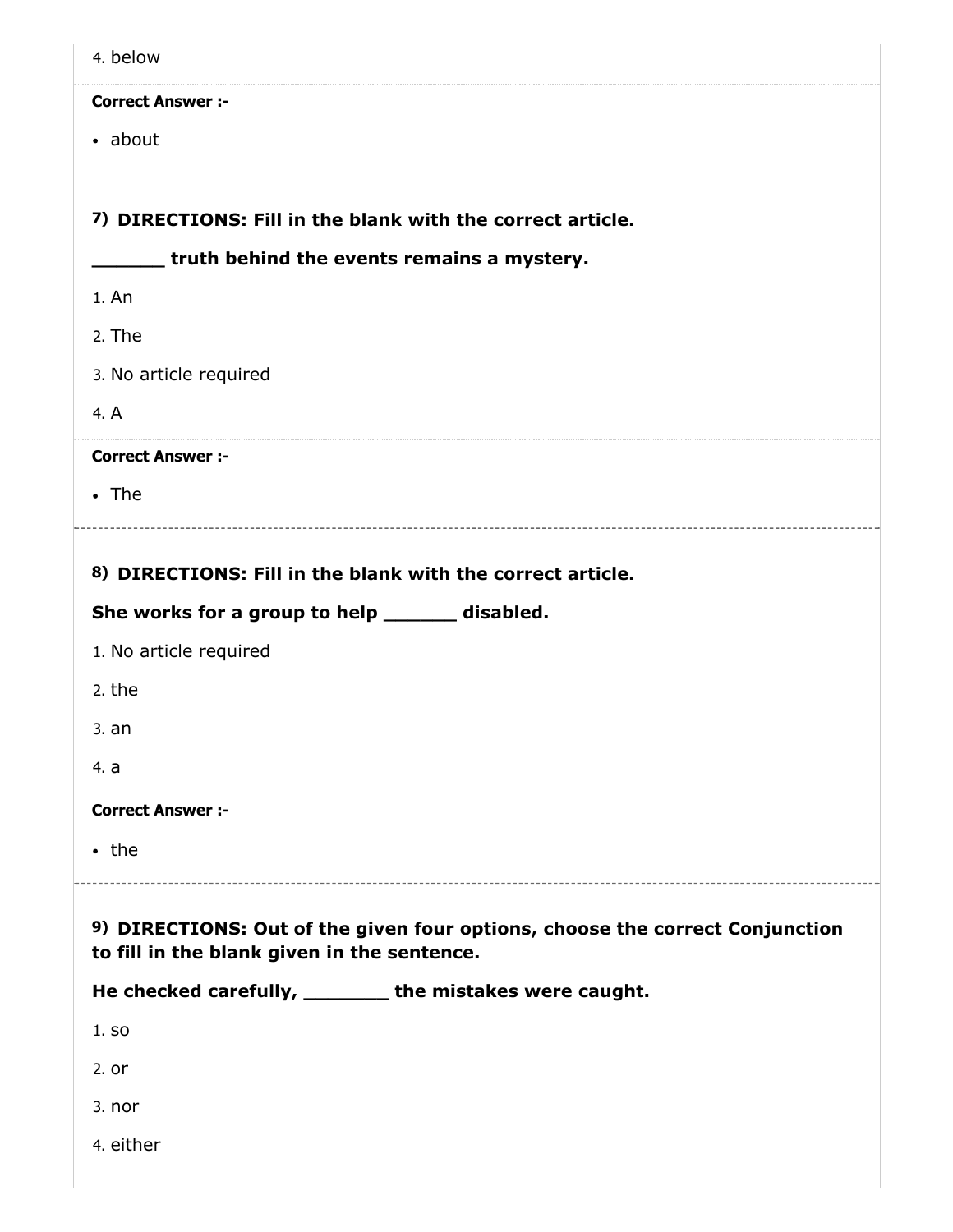4. below

**Correct Answer :-**

- about

**7) DIRECTIONS: Fill in the blank with the correct article.**

**______ truth behind the events remains a mystery.**

1. An
2. The
3. No article required
4. A

**Correct Answer :-**

- The

**8) DIRECTIONS: Fill in the blank with the correct article.**

**She works for a group to help ______ disabled.**

1. No article required
2. the
3. an
4. a

**Correct Answer :-**

- the

**9) DIRECTIONS: Out of the given four options, choose the correct Conjunction to fill in the blank given in the sentence.**

**He checked carefully, _______ the mistakes were caught.**

1. so
2. or
3. nor
4. either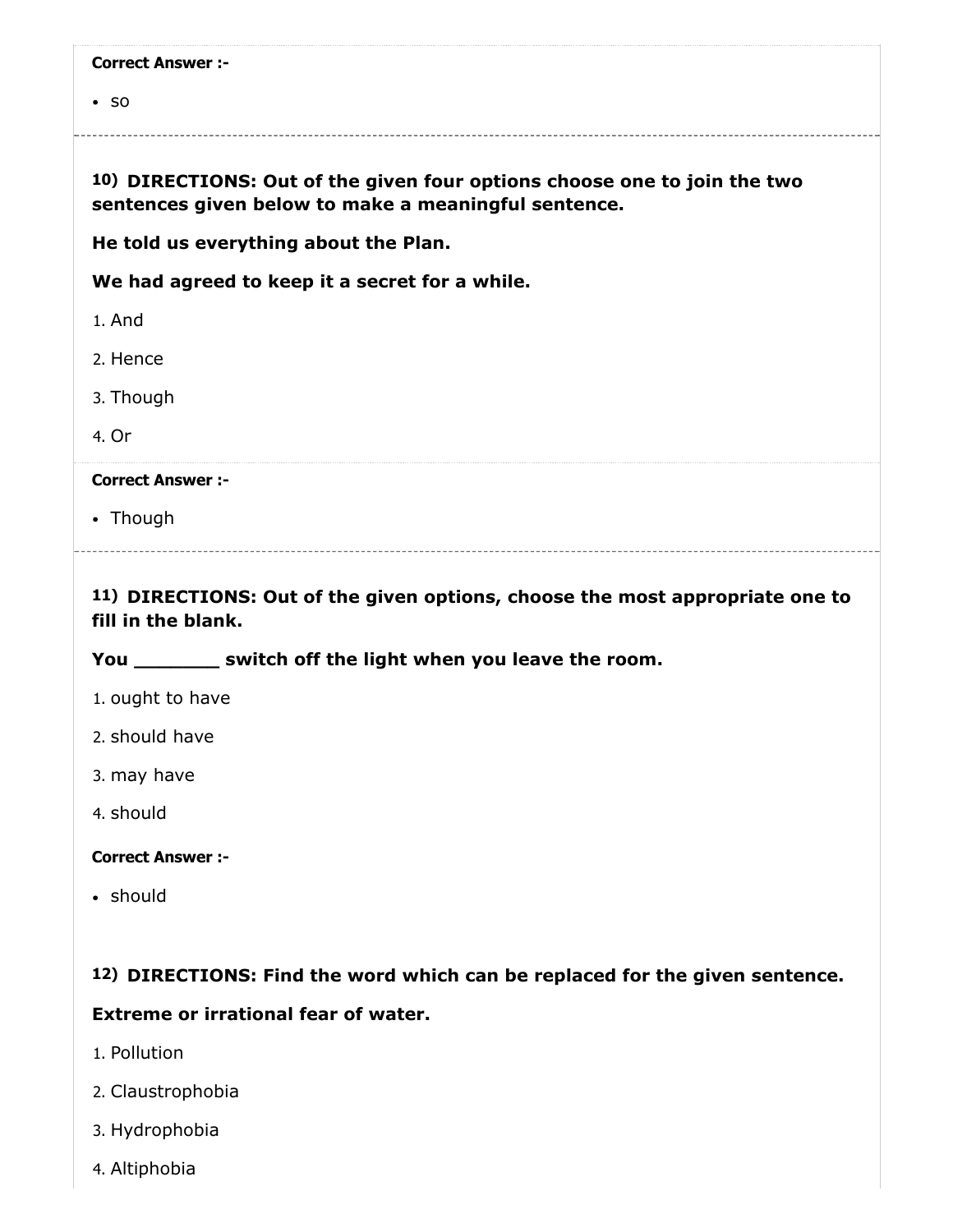**Correct Answer :-**

- so

---

**10) DIRECTIONS: Out of the given four options choose one to join the two sentences given below to make a meaningful sentence.**

**He told us everything about the Plan.**

**We had agreed to keep it a secret for a while.**

1. And
2. Hence
3. Though
4. Or

**Correct Answer :-**

- Though

---

**11) DIRECTIONS: Out of the given options, choose the most appropriate one to fill in the blank.**

**You _______ switch off the light when you leave the room.**

1. ought to have
2. should have
3. may have
4. should

**Correct Answer :-**

- should

**12) DIRECTIONS: Find the word which can be replaced for the given sentence.**

**Extreme or irrational fear of water.**

1. Pollution
2. Claustrophobia
3. Hydrophobia
4. Altiphobia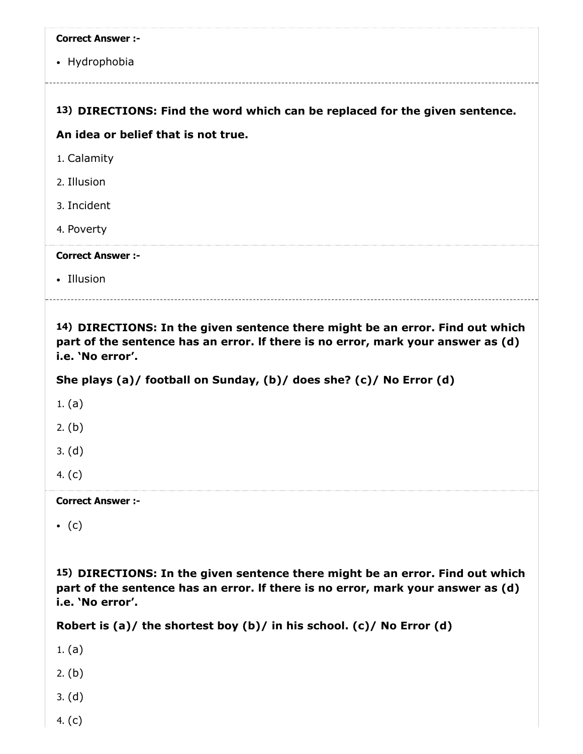**Correct Answer :-**

- Hydrophobia

---

**13) DIRECTIONS: Find the word which can be replaced for the given sentence.**

**An idea or belief that is not true.**

1. Calamity
2. Illusion
3. Incident
4. Poverty

**Correct Answer :-**

- Illusion

---

**14) DIRECTIONS: In the given sentence there might be an error. Find out which part of the sentence has an error. If there is no error, mark your answer as (d) i.e. 'No error'.**

**She plays (a)/ football on Sunday, (b)/ does she? (c)/ No Error (d)**

1. (a)
2. (b)
3. (d)
4. (c)

**Correct Answer :-**

- (c)

**15) DIRECTIONS: In the given sentence there might be an error. Find out which part of the sentence has an error. If there is no error, mark your answer as (d) i.e. 'No error'.**

**Robert is (a)/ the shortest boy (b)/ in his school. (c)/ No Error (d)**

1. (a)
2. (b)
3. (d)
4. (c)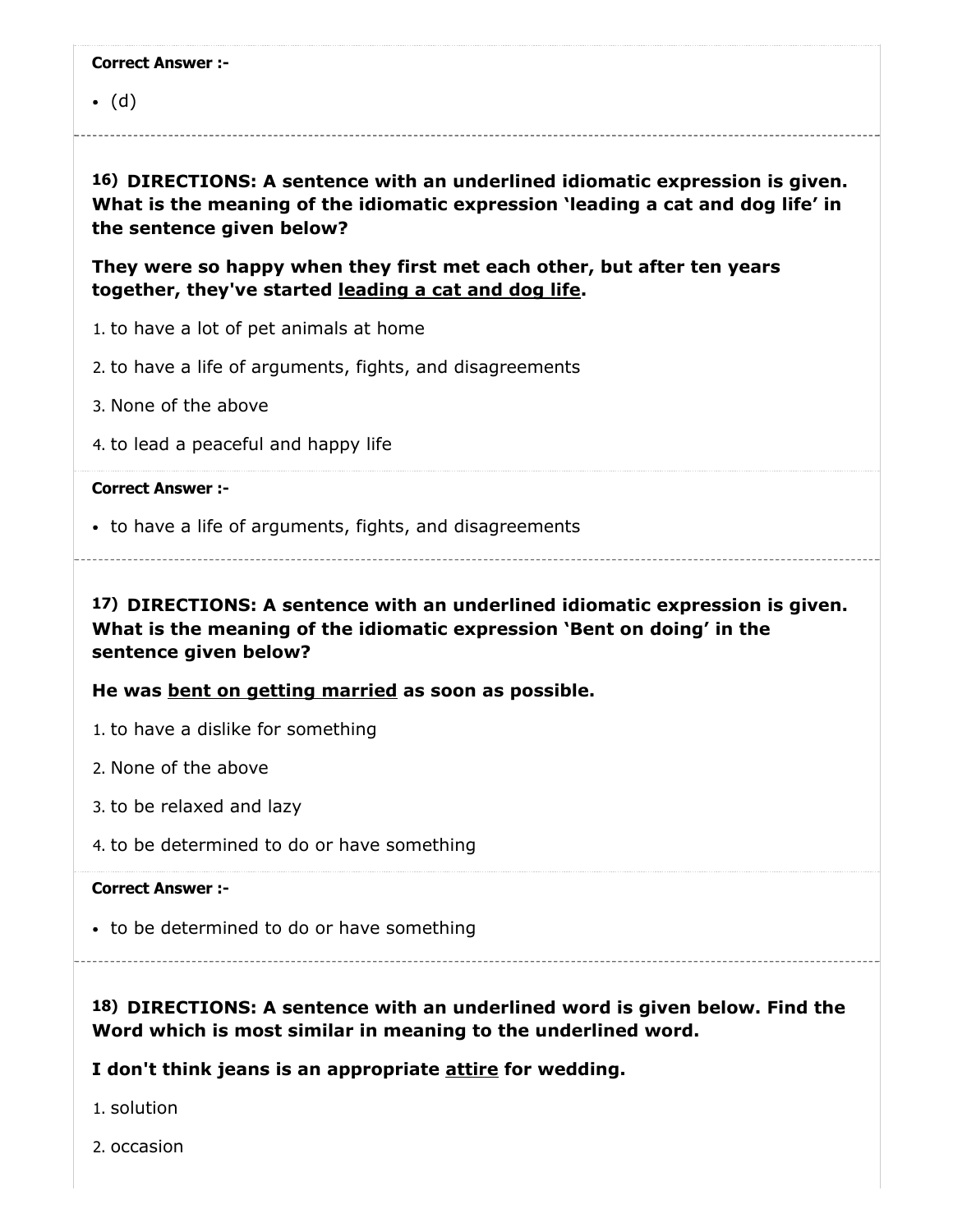**Correct Answer :-**

- (d)

---

**16) DIRECTIONS: A sentence with an underlined idiomatic expression is given. What is the meaning of the idiomatic expression 'leading a cat and dog life' in the sentence given below?**

**They were so happy when they first met each other, but after ten years together, they've started <u>leading a cat and dog life</u>.**

1. to have a lot of pet animals at home
2. to have a life of arguments, fights, and disagreements
3. None of the above
4. to lead a peaceful and happy life

**Correct Answer :-**

- to have a life of arguments, fights, and disagreements

---

**17) DIRECTIONS: A sentence with an underlined idiomatic expression is given. What is the meaning of the idiomatic expression 'Bent on doing' in the sentence given below?**

**He was <u>bent on getting married</u> as soon as possible.**

1. to have a dislike for something
2. None of the above
3. to be relaxed and lazy
4. to be determined to do or have something

**Correct Answer :-**

- to be determined to do or have something

---

**18) DIRECTIONS: A sentence with an underlined word is given below. Find the Word which is most similar in meaning to the underlined word.**

**I don't think jeans is an appropriate <u>attire</u> for wedding.**

1. solution
2. occasion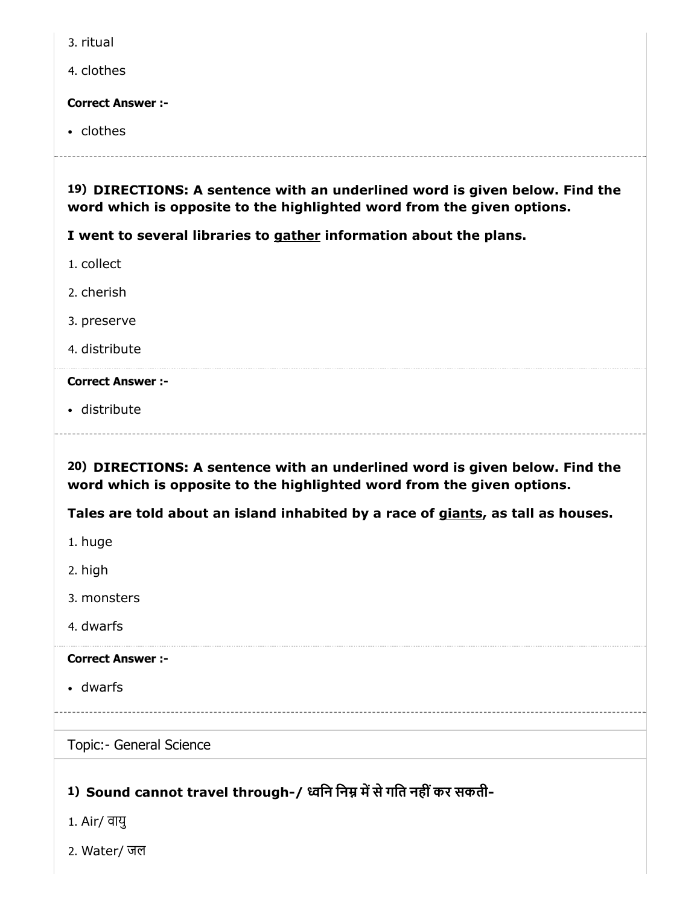3. ritual

4. clothes

**Correct Answer :-**

- clothes

**19) DIRECTIONS: A sentence with an underlined word is given below. Find the word which is opposite to the highlighted word from the given options.**

**I went to several libraries to gather information about the plans.**

1. collect
2. cherish
3. preserve
4. distribute

**Correct Answer :-**

- distribute

**20) DIRECTIONS: A sentence with an underlined word is given below. Find the word which is opposite to the highlighted word from the given options.**

**Tales are told about an island inhabited by a race of giants, as tall as houses.**

1. huge
2. high
3. monsters
4. dwarfs

**Correct Answer :-**

- dwarfs

Topic:- General Science

**1) Sound cannot travel through-/ ध्वनि निम्न में से गति नहीं कर सकती-**

1. Air/ वायु
2. Water/ जल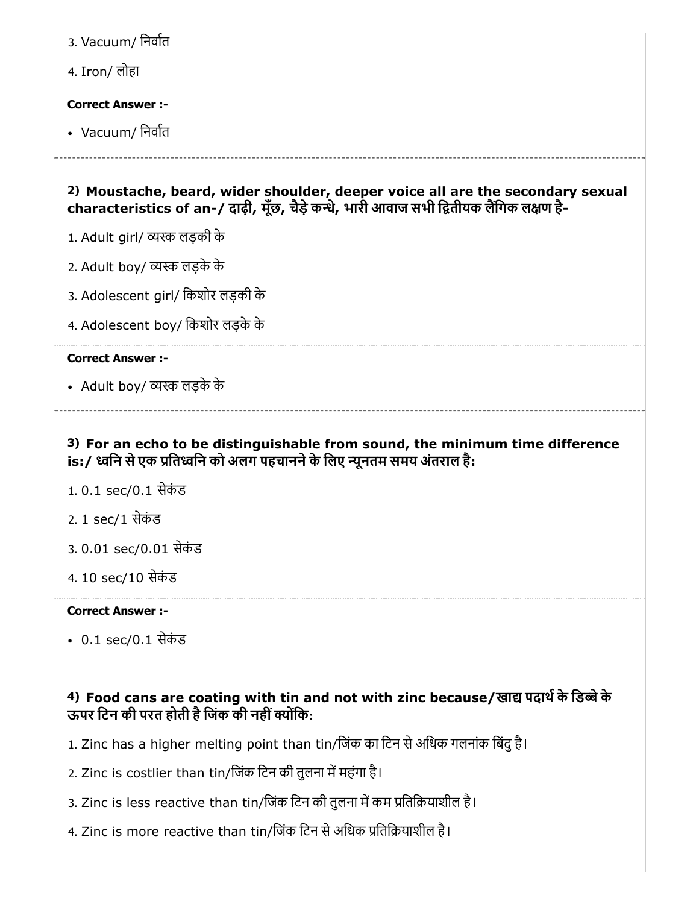3. Vacuum/ निर्वात

4. Iron/ लोहा

**Correct Answer :-**

- Vacuum/ निर्वात

---

**2) Moustache, beard, wider shoulder, deeper voice all are the secondary sexual characteristics of an-/ दाढ़ी, मूँछ, चैड़े कन्धे, भारी आवाज सभी द्वितीयक लैंगिक लक्षण है-**

1. Adult girl/ व्यस्क लड़की के

2. Adult boy/ व्यस्क लड़के के

3. Adolescent girl/ किशोर लड़की के

4. Adolescent boy/ किशोर लड़के के

**Correct Answer :-**

- Adult boy/ व्यस्क लड़के के

---

**3) For an echo to be distinguishable from sound, the minimum time difference is:/ ध्वनि से एक प्रतिध्वनि को अलग पहचानने के लिए न्यूनतम समय अंतराल है:**

1. 0.1 sec/0.1 सेकंड

2. 1 sec/1 सेकंड

3. 0.01 sec/0.01 सेकंड

4. 10 sec/10 सेकंड

**Correct Answer :-**

- 0.1 sec/0.1 सेकंड

**4) Food cans are coating with tin and not with zinc because/खाद्य पदार्थ के डिब्बे के ऊपर टिन की परत होती है जिंक की नहीं क्योंकि:**

1. Zinc has a higher melting point than tin/जिंक का टिन से अधिक गलनांक बिंदु है।

2. Zinc is costlier than tin/जिंक टिन की तुलना में महंगा है।

3. Zinc is less reactive than tin/जिंक टिन की तुलना में कम प्रतिक्रियाशील है।

4. Zinc is more reactive than tin/जिंक टिन से अधिक प्रतिक्रियाशील है।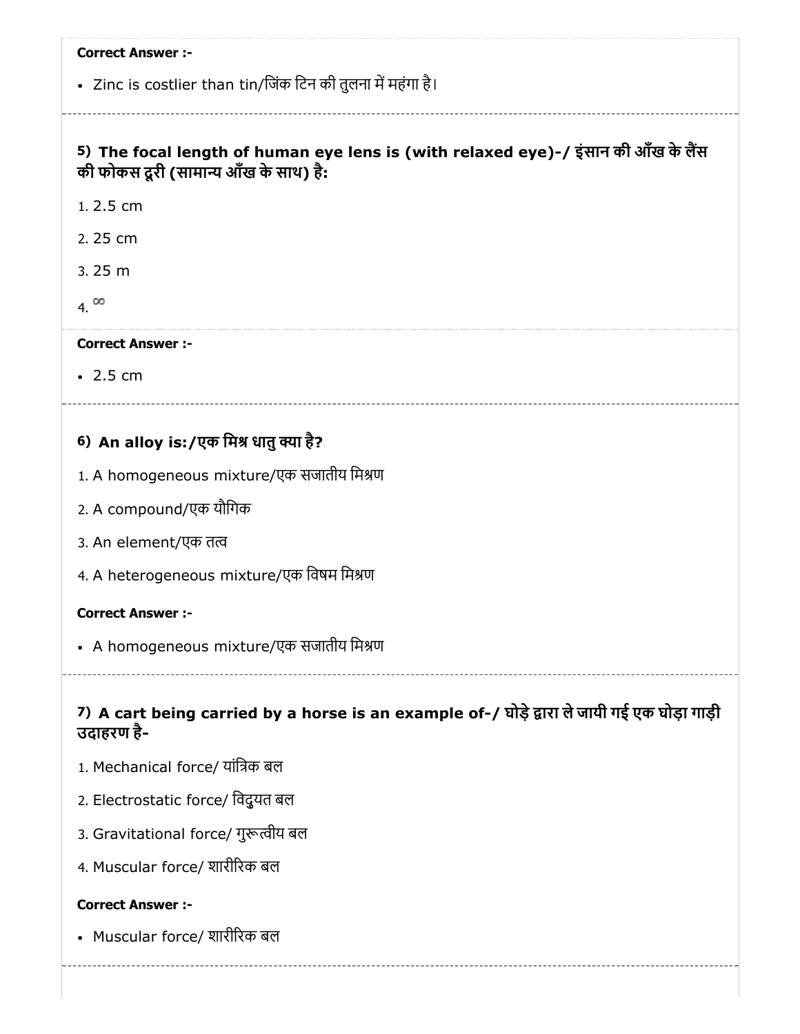**Correct Answer :-**

- Zinc is costlier than tin/जिंक टिन की तुलना में महंगा है।

### 5) The focal length of human eye lens is (with relaxed eye)-/ इंसान की आँख के लैंस की फोकस दूरी (सामान्य आँख के साथ) है:

1. 2.5 cm
2. 25 cm
3. 25 m
4. $\infty$

**Correct Answer :-**

- 2.5 cm

### 6) An alloy is:/एक मिश्र धातु क्या है?

1. A homogeneous mixture/एक सजातीय मिश्रण
2. A compound/एक यौगिक
3. An element/एक तत्व
4. A heterogeneous mixture/एक विषम मिश्रण

**Correct Answer :-**

- A homogeneous mixture/एक सजातीय मिश्रण

### 7) A cart being carried by a horse is an example of-/ घोड़े द्वारा ले जायी गई एक घोड़ा गाड़ी उदाहरण है-

1. Mechanical force/ यांत्रिक बल
2. Electrostatic force/ विदुयत बल
3. Gravitational force/ गुरूत्वीय बल
4. Muscular force/ शारीरिक बल

**Correct Answer :-**

- Muscular force/ शारीरिक बल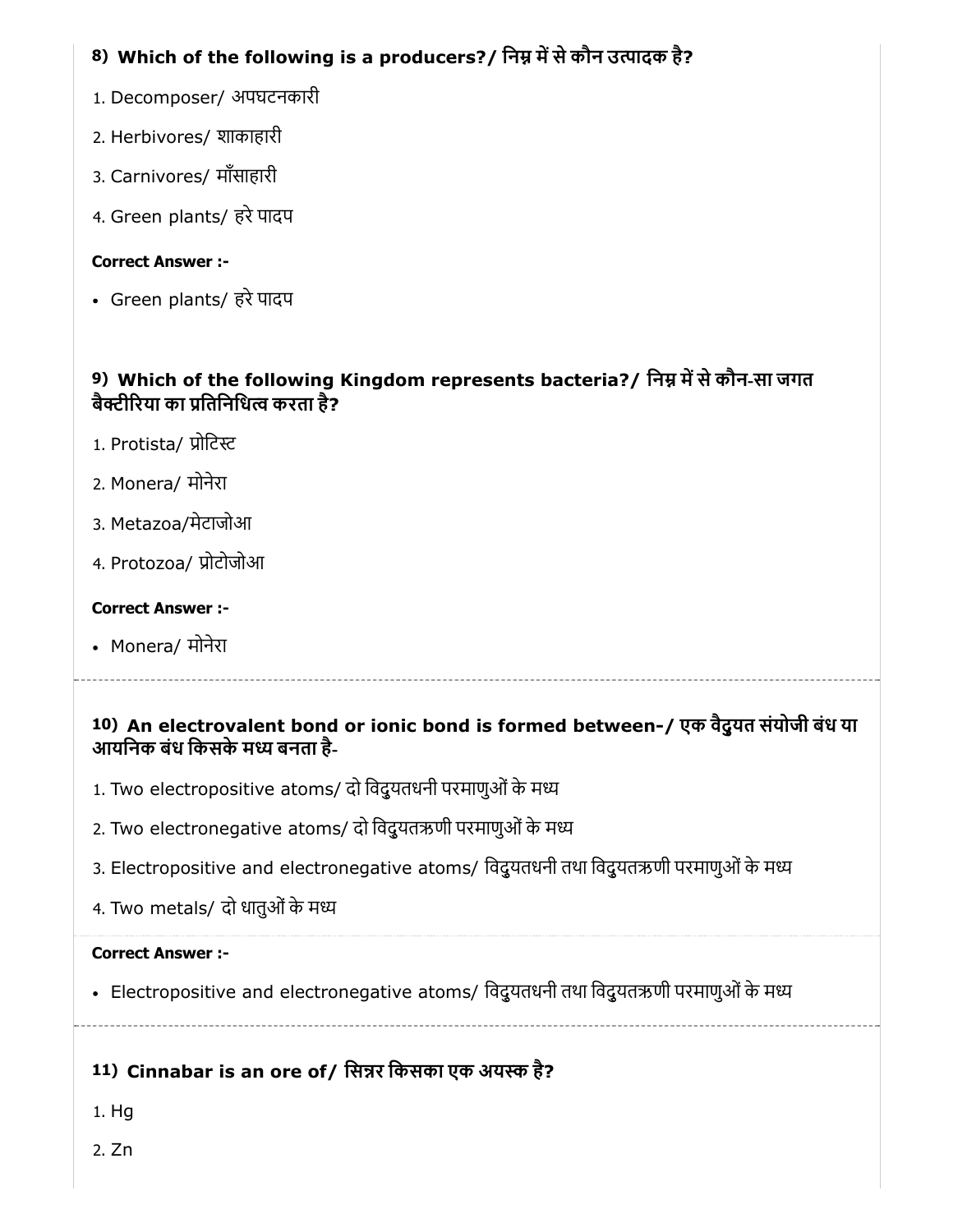### 8) Which of the following is a producers?/ निम्न में से कौन उत्पादक है?

1. Decomposer/ अपघटनकारी
2. Herbivores/ शाकाहारी
3. Carnivores/ माँसाहारी
4. Green plants/ हरे पादप

**Correct Answer :-**

- Green plants/ हरे पादप

### 9) Which of the following Kingdom represents bacteria?/ निम्न में से कौन-सा जगत बैक्टीरिया का प्रतिनिधित्व करता है?

1. Protista/ प्रोटिस्ट
2. Monera/ मोनेरा
3. Metazoa/मेटाजोआ
4. Protozoa/ प्रोटोजोआ

**Correct Answer :-**

- Monera/ मोनेरा

---

### 10) An electrovalent bond or ionic bond is formed between-/ एक वैद्युत संयोजी बंध या आयनिक बंध किसके मध्य बनता है-

1. Two electropositive atoms/ दो विद्युतधनी परमाणुओं के मध्य
2. Two electronegative atoms/ दो विद्युतऋणी परमाणुओं के मध्य
3. Electropositive and electronegative atoms/ विद्युतधनी तथा विद्युतऋणी परमाणुओं के मध्य
4. Two metals/ दो धातुओं के मध्य

**Correct Answer :-**

- Electropositive and electronegative atoms/ विद्युतधनी तथा विद्युतऋणी परमाणुओं के मध्य

---

### 11) Cinnabar is an ore of/ सिन्नर किसका एक अयस्क है?

1. Hg
2. Zn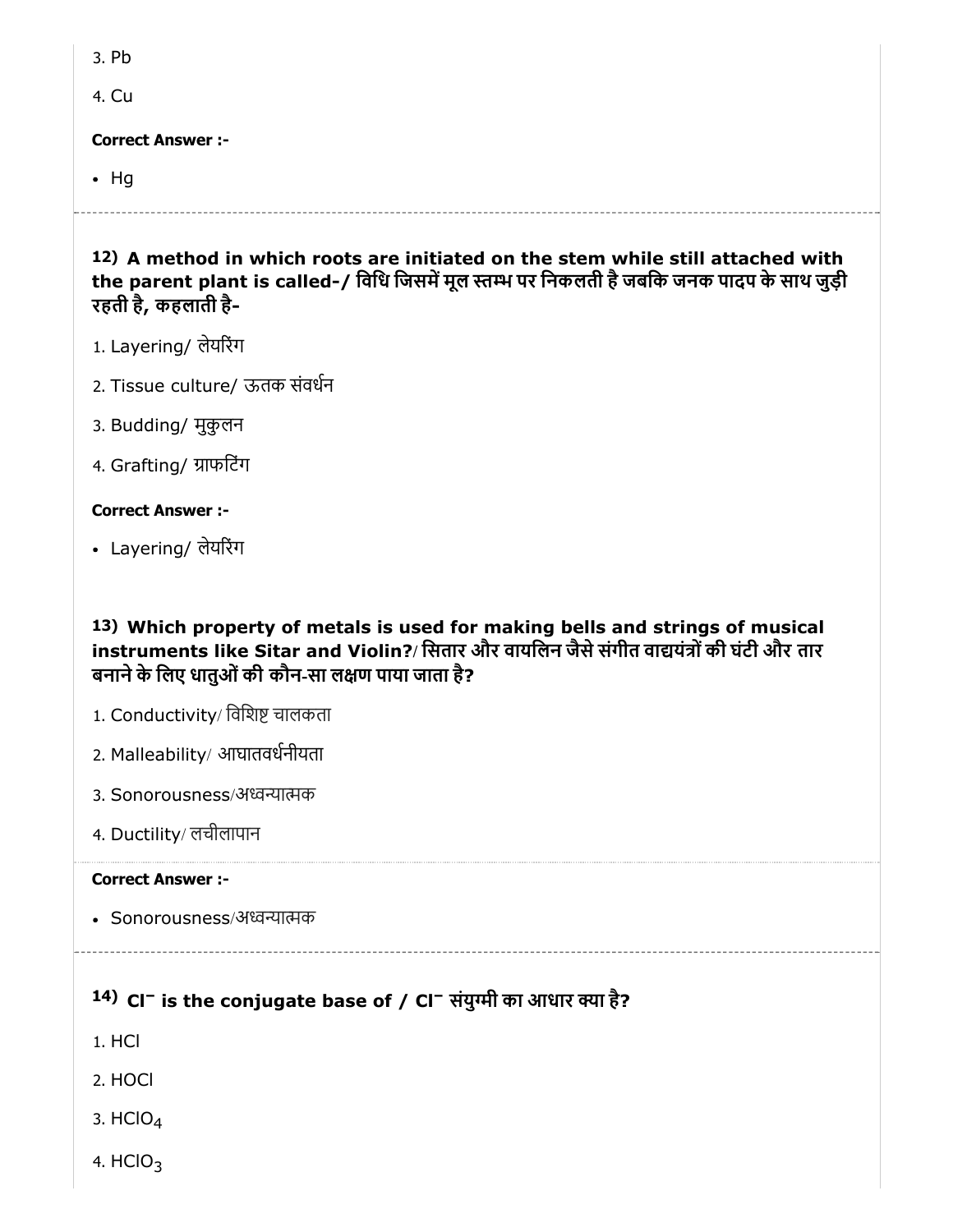3. Pb

4. Cu

**Correct Answer :-**

- Hg

---

**12) A method in which roots are initiated on the stem while still attached with the parent plant is called-/ विधि जिसमें मूल स्तम्भ पर निकलती है जबकि जनक पादप के साथ जुड़ी रहती है, कहलाती है-**

1. Layering/ लेयरिंग

2. Tissue culture/ ऊतक संवर्धन

3. Budding/ मुकुलन

4. Grafting/ ग्राफटिंग

**Correct Answer :-**

- Layering/ लेयरिंग

**13) Which property of metals is used for making bells and strings of musical instruments like Sitar and Violin?/ सितार और वायलिन जैसे संगीत वाद्ययंत्रों की घंटी और तार बनाने के लिए धातुओं की कौन-सा लक्षण पाया जाता है?**

1. Conductivity/ विशिष्ट चालकता

2. Malleability/ आघातवर्धनीयता

3. Sonorousness/अध्वन्यात्मक

4. Ductility/ लचीलापान

**Correct Answer :-**

- Sonorousness/अध्वन्यात्मक

---

**14) $Cl^-$ is the conjugate base of / $Cl^-$ संयुग्मी का आधार क्या है?**

1. HCl

2. HOCl

3. $HClO_4$

4. $HClO_3$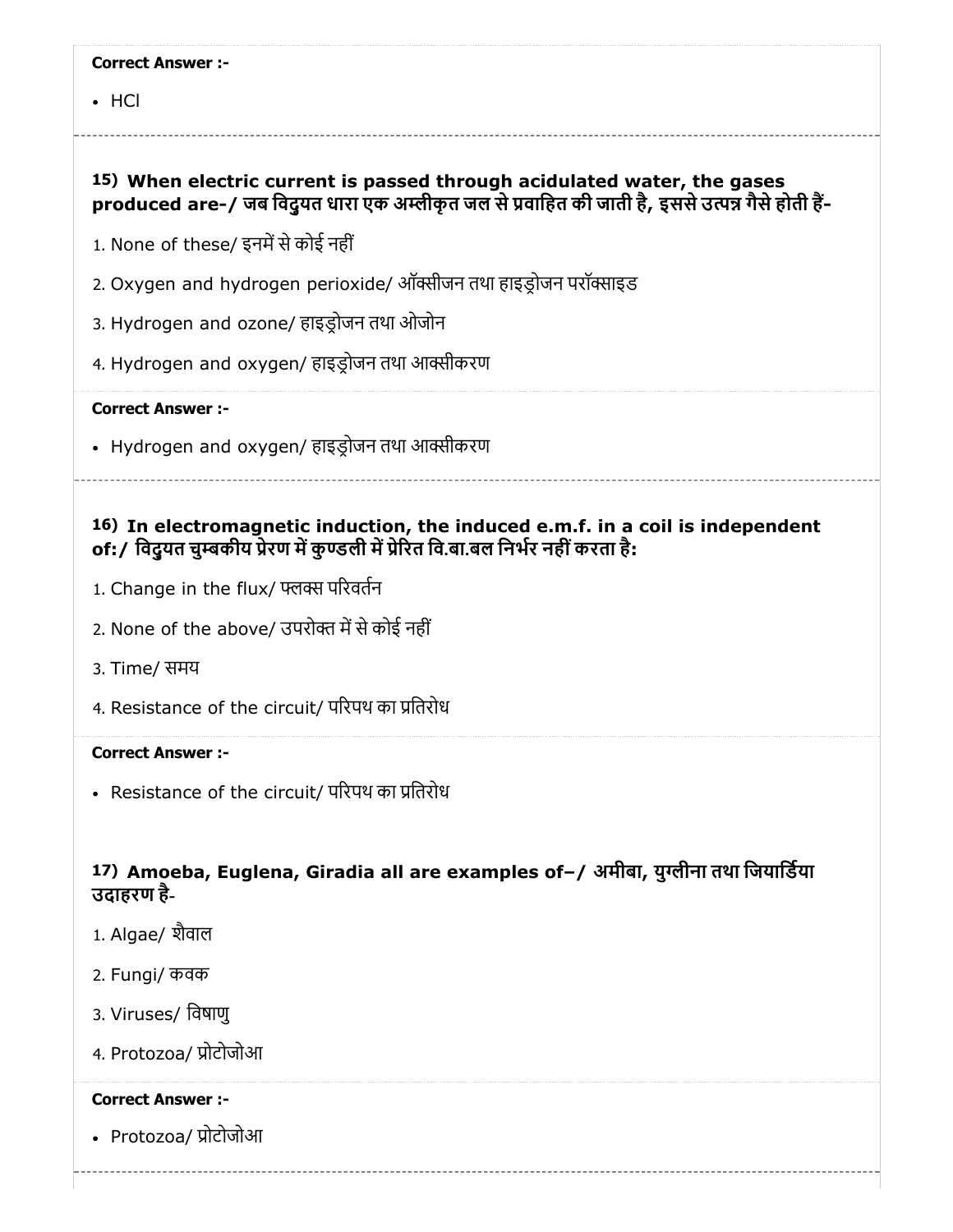**Correct Answer :-**

- HCl

### 15) When electric current is passed through acidulated water, the gases produced are-/ जब विदुयत धारा एक अम्लीकृत जल से प्रवाहित की जाती है, इससे उत्पन्न गैसे होती हैं-

1. None of these/ इनमें से कोई नहीं
2. Oxygen and hydrogen perioxide/ ऑक्सीजन तथा हाइड्रोजन परॉक्साइड
3. Hydrogen and ozone/ हाइड्रोजन तथा ओजोन
4. Hydrogen and oxygen/ हाइड्रोजन तथा आक्सीकरण

**Correct Answer :-**

- Hydrogen and oxygen/ हाइड्रोजन तथा आक्सीकरण

### 16) In electromagnetic induction, the induced e.m.f. in a coil is independent of:/ विदुयत चुम्बकीय प्रेरण में कुण्डली में प्रेरित वि.बा.बल निर्भर नहीं करता है:

1. Change in the flux/ फ्लक्स परिवर्तन
2. None of the above/ उपरोक्त में से कोई नहीं
3. Time/ समय
4. Resistance of the circuit/ परिपथ का प्रतिरोध

**Correct Answer :-**

- Resistance of the circuit/ परिपथ का प्रतिरोध

### 17) Amoeba, Euglena, Giradia all are examples of–/ अमीबा, युग्लीना तथा जियार्डिया उदाहरण है-

1. Algae/ शैवाल
2. Fungi/ कवक
3. Viruses/ विषाणु
4. Protozoa/ प्रोटोजोआ

**Correct Answer :-**

- Protozoa/ प्रोटोजोआ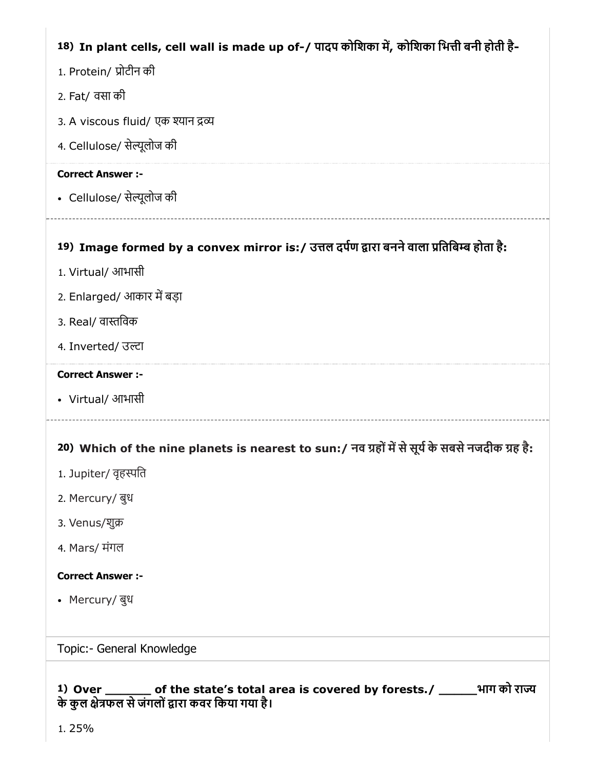**18) In plant cells, cell wall is made up of-/ पादप कोशिका में, कोशिका भित्ती बनी होती है-**

1. Protein/ प्रोटीन की
2. Fat/ वसा की
3. A viscous fluid/ एक श्यान द्रव्य
4. Cellulose/ सेल्यूलोज की

**Correct Answer :-**

- Cellulose/ सेल्यूलोज की

---

**19) Image formed by a convex mirror is:/ उत्तल दर्पण द्वारा बनने वाला प्रतिबिम्ब होता है:**

1. Virtual/ आभासी
2. Enlarged/ आकार में बड़ा
3. Real/ वास्तविक
4. Inverted/ उल्टा

**Correct Answer :-**

- Virtual/ आभासी

---

**20) Which of the nine planets is nearest to sun:/ नव ग्रहों में से सूर्य के सबसे नजदीक ग्रह है:**

1. Jupiter/ वृहस्पति
2. Mercury/ बुध
3. Venus/शुक्र
4. Mars/ मंगल

**Correct Answer :-**

- Mercury/ बुध

Topic:- General Knowledge

**1) Over _______ of the state's total area is covered by forests./ ______भाग को राज्य के कुल क्षेत्रफल से जंगलों द्वारा कवर किया गया है।**

1. 25%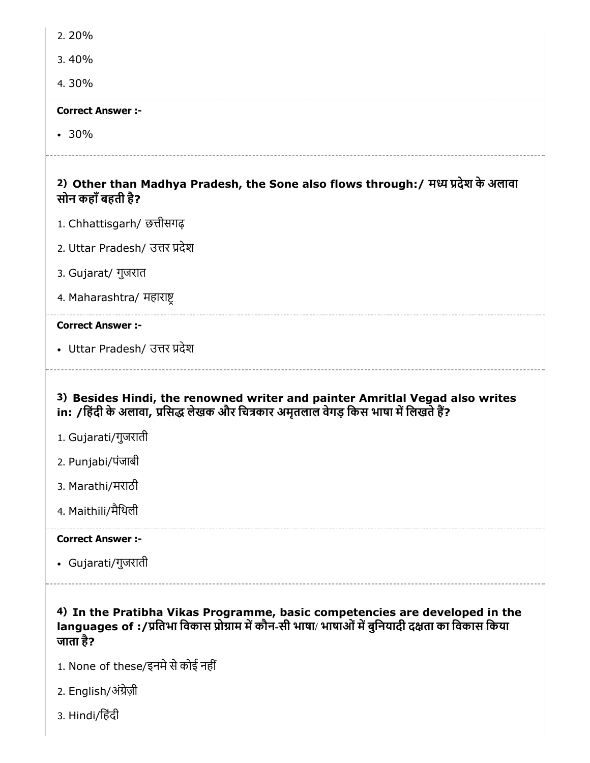2. 20%

3. 40%

4. 30%

**Correct Answer :-**

- 30%

---

**2) Other than Madhya Pradesh, the Sone also flows through:/ मध्य प्रदेश के अलावा सोन कहाँ बहती है?**

1. Chhattisgarh/ छत्तीसगढ़
2. Uttar Pradesh/ उत्तर प्रदेश
3. Gujarat/ गुजरात
4. Maharashtra/ महाराष्ट्र

**Correct Answer :-**

- Uttar Pradesh/ उत्तर प्रदेश

---

**3) Besides Hindi, the renowned writer and painter Amritlal Vegad also writes in: /हिंदी के अलावा, प्रसिद्ध लेखक और चित्रकार अमृतलाल वेगड़ किस भाषा में लिखते हैं?**

1. Gujarati/गुजराती
2. Punjabi/पंजाबी
3. Marathi/मराठी
4. Maithili/मैथिली

**Correct Answer :-**

- Gujarati/गुजराती

---

**4) In the Pratibha Vikas Programme, basic competencies are developed in the languages of :/प्रतिभा विकास प्रोग्राम में कौन-सी भाषा/ भाषाओं में बुनियादी दक्षता का विकास किया जाता है?**

1. None of these/इनमे से कोई नहीं
2. English/अंग्रेज़ी
3. Hindi/हिंदी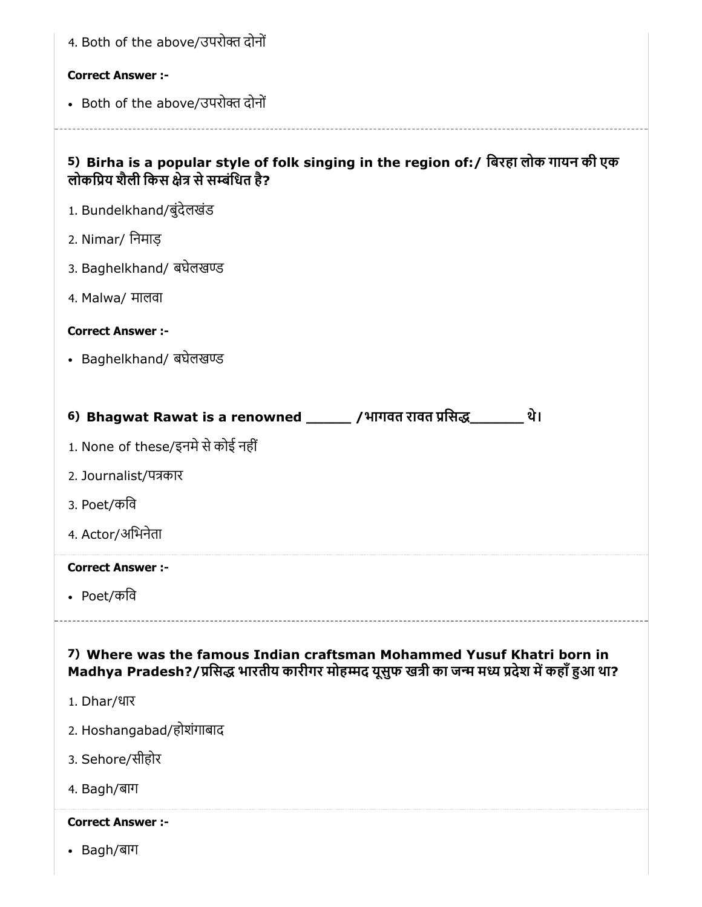4. Both of the above/उपरोक्त दोनों

**Correct Answer :-**

- Both of the above/उपरोक्त दोनों

---

**5) Birha is a popular style of folk singing in the region of:/ बिरहा लोक गायन की एक लोकप्रिय शैली किस क्षेत्र से सम्बंधित है?**

1. Bundelkhand/बुंदेलखंड
2. Nimar/ निमाड़
3. Baghelkhand/ बघेलखण्ड
4. Malwa/ मालवा

**Correct Answer :-**

- Baghelkhand/ बघेलखण्ड

**6) Bhagwat Rawat is a renowned _____ /भागवत रावत प्रसिद्ध_______ थे।**

1. None of these/इनमे से कोई नहीं
2. Journalist/पत्रकार
3. Poet/कवि
4. Actor/अभिनेता

**Correct Answer :-**

- Poet/कवि

---

**7) Where was the famous Indian craftsman Mohammed Yusuf Khatri born in Madhya Pradesh?/प्रसिद्ध भारतीय कारीगर मोहम्मद यूसुफ खत्री का जन्म मध्य प्रदेश में कहाँ हुआ था?**

1. Dhar/धार
2. Hoshangabad/होशंगाबाद
3. Sehore/सीहोर
4. Bagh/बाग

**Correct Answer :-**

- Bagh/बाग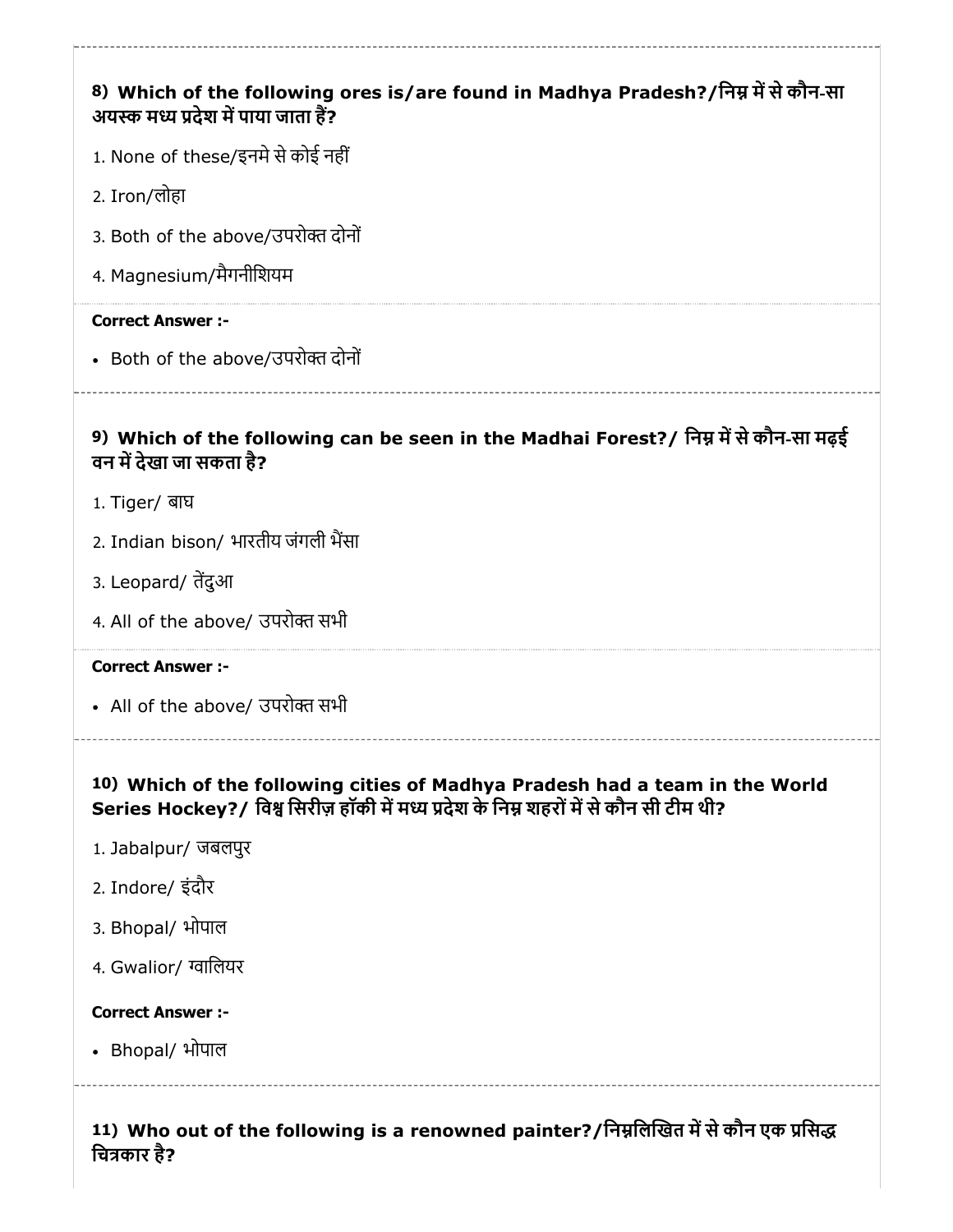**8) Which of the following ores is/are found in Madhya Pradesh?/निम्न में से कौन-सा अयस्क मध्य प्रदेश में पाया जाता हैं?**

1. None of these/इनमे से कोई नहीं
2. Iron/लोहा
3. Both of the above/उपरोक्त दोनों
4. Magnesium/मैगनीशियम

**Correct Answer :-**

- Both of the above/उपरोक्त दोनों

**9) Which of the following can be seen in the Madhai Forest?/ निम्न में से कौन-सा मढ़ई वन में देखा जा सकता है?**

1. Tiger/ बाघ
2. Indian bison/ भारतीय जंगली भैंसा
3. Leopard/ तेंदुआ
4. All of the above/ उपरोक्त सभी

**Correct Answer :-**

- All of the above/ उपरोक्त सभी

**10) Which of the following cities of Madhya Pradesh had a team in the World Series Hockey?/ विश्व सिरीज़ हॉकी में मध्य प्रदेश के निम्न शहरों में से कौन सी टीम थी?**

1. Jabalpur/ जबलपुर
2. Indore/ इंदौर
3. Bhopal/ भोपाल
4. Gwalior/ ग्वालियर

**Correct Answer :-**

- Bhopal/ भोपाल

**11) Who out of the following is a renowned painter?/निम्नलिखित में से कौन एक प्रसिद्ध चित्रकार है?**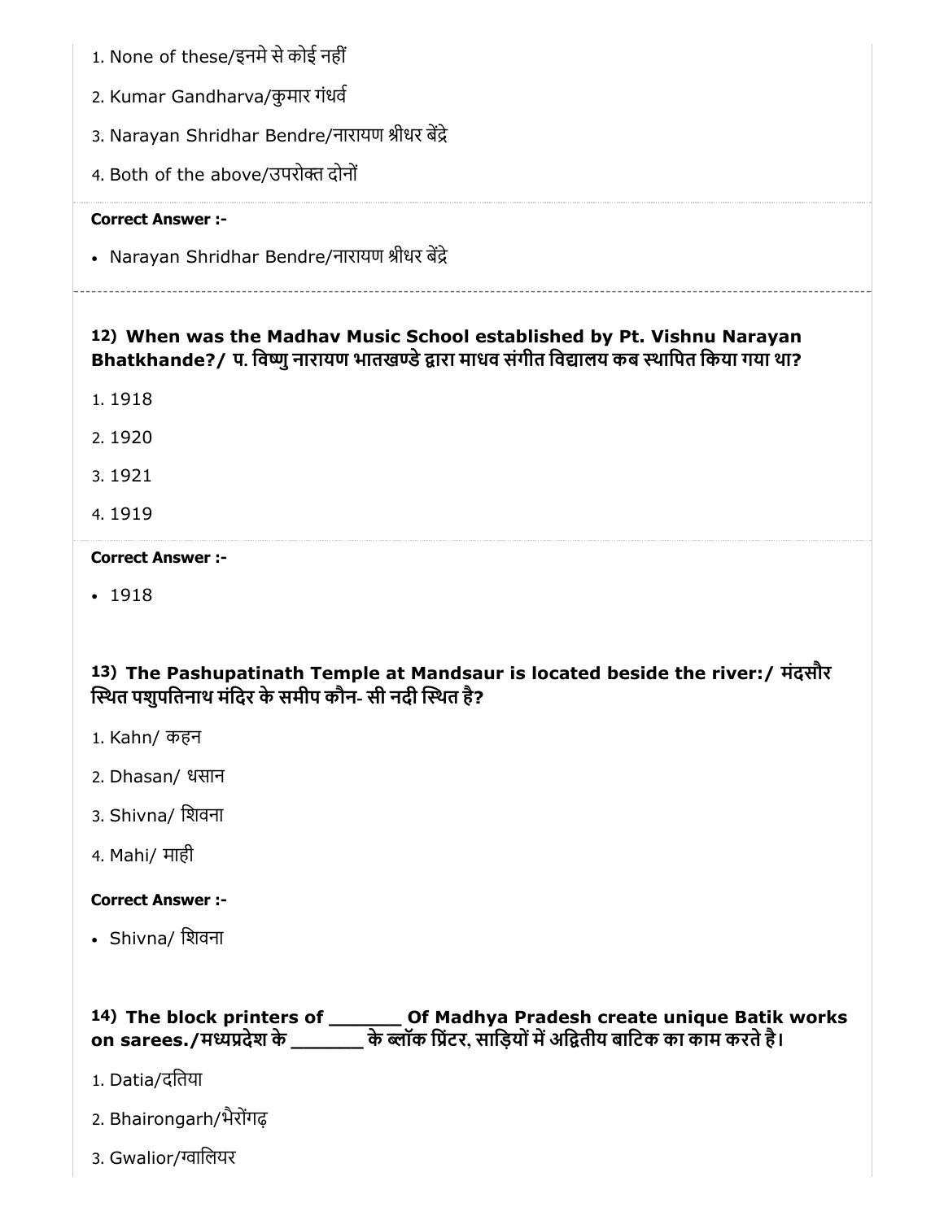1. None of these/इनमे से कोई नहीं
2. Kumar Gandharva/कुमार गंधर्व
3. Narayan Shridhar Bendre/नारायण श्रीधर बेंद्रे
4. Both of the above/उपरोक्त दोनों

**Correct Answer :-**

- Narayan Shridhar Bendre/नारायण श्रीधर बेंद्रे

---

**12) When was the Madhav Music School established by Pt. Vishnu Narayan Bhatkhande?/ प. विष्णु नारायण भातखण्डे द्वारा माधव संगीत विद्यालय कब स्थापित किया गया था?**

1. 1918
2. 1920
3. 1921
4. 1919

**Correct Answer :-**

- 1918

**13) The Pashupatinath Temple at Mandsaur is located beside the river:/ मंदसौर स्थित पशुपतिनाथ मंदिर के समीप कौन- सी नदी स्थित है?**

1. Kahn/ कहन
2. Dhasan/ धसान
3. Shivna/ शिवना
4. Mahi/ माही

**Correct Answer :-**

- Shivna/ शिवना

**14) The block printers of _______ Of Madhya Pradesh create unique Batik works on sarees./मध्यप्रदेश के _______ के ब्लॉक प्रिंटर, साड़ियों में अद्वितीय बाटिक का काम करते है।**

1. Datia/दतिया
2. Bhairongarh/भैरोंगढ़
3. Gwalior/ग्वालियर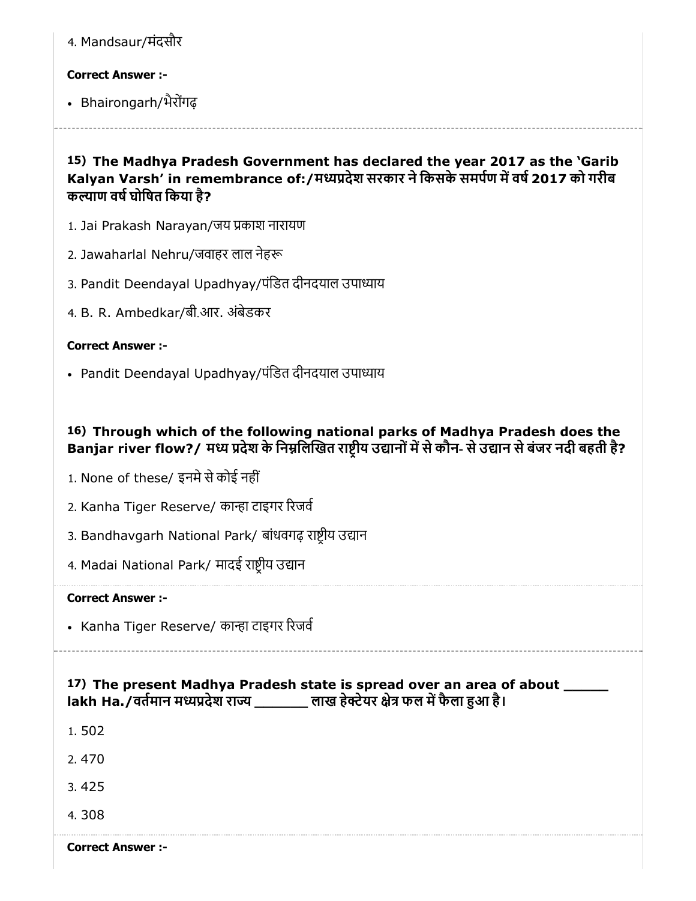4. Mandsaur/मंदसौर

**Correct Answer :-**

- Bhairongarh/भैरोंगढ़

---

**15) The Madhya Pradesh Government has declared the year 2017 as the 'Garib Kalyan Varsh' in remembrance of:/मध्यप्रदेश सरकार ने किसके समर्पण में वर्ष 2017 को गरीब कल्याण वर्ष घोषित किया है?**

1. Jai Prakash Narayan/जय प्रकाश नारायण
2. Jawaharlal Nehru/जवाहर लाल नेहरू
3. Pandit Deendayal Upadhyay/पंडित दीनदयाल उपाध्याय
4. B. R. Ambedkar/बी.आर. अंबेडकर

**Correct Answer :-**

- Pandit Deendayal Upadhyay/पंडित दीनदयाल उपाध्याय

---

**16) Through which of the following national parks of Madhya Pradesh does the Banjar river flow?/ मध्य प्रदेश के निम्नलिखित राष्ट्रीय उद्यानों में से कौन- से उद्यान से बंजर नदी बहती है?**

1. None of these/ इनमे से कोई नहीं
2. Kanha Tiger Reserve/ कान्हा टाइगर रिजर्व
3. Bandhavgarh National Park/ बांधवगढ़ राष्ट्रीय उद्यान
4. Madai National Park/ मादई राष्ट्रीय उद्यान

**Correct Answer :-**

- Kanha Tiger Reserve/ कान्हा टाइगर रिजर्व

---

**17) The present Madhya Pradesh state is spread over an area of about _____ lakh Ha./वर्तमान मध्यप्रदेश राज्य _______ लाख हेक्टेयर क्षेत्र फल में फैला हुआ है।**

1. 502
2. 470
3. 425
4. 308

**Correct Answer :-**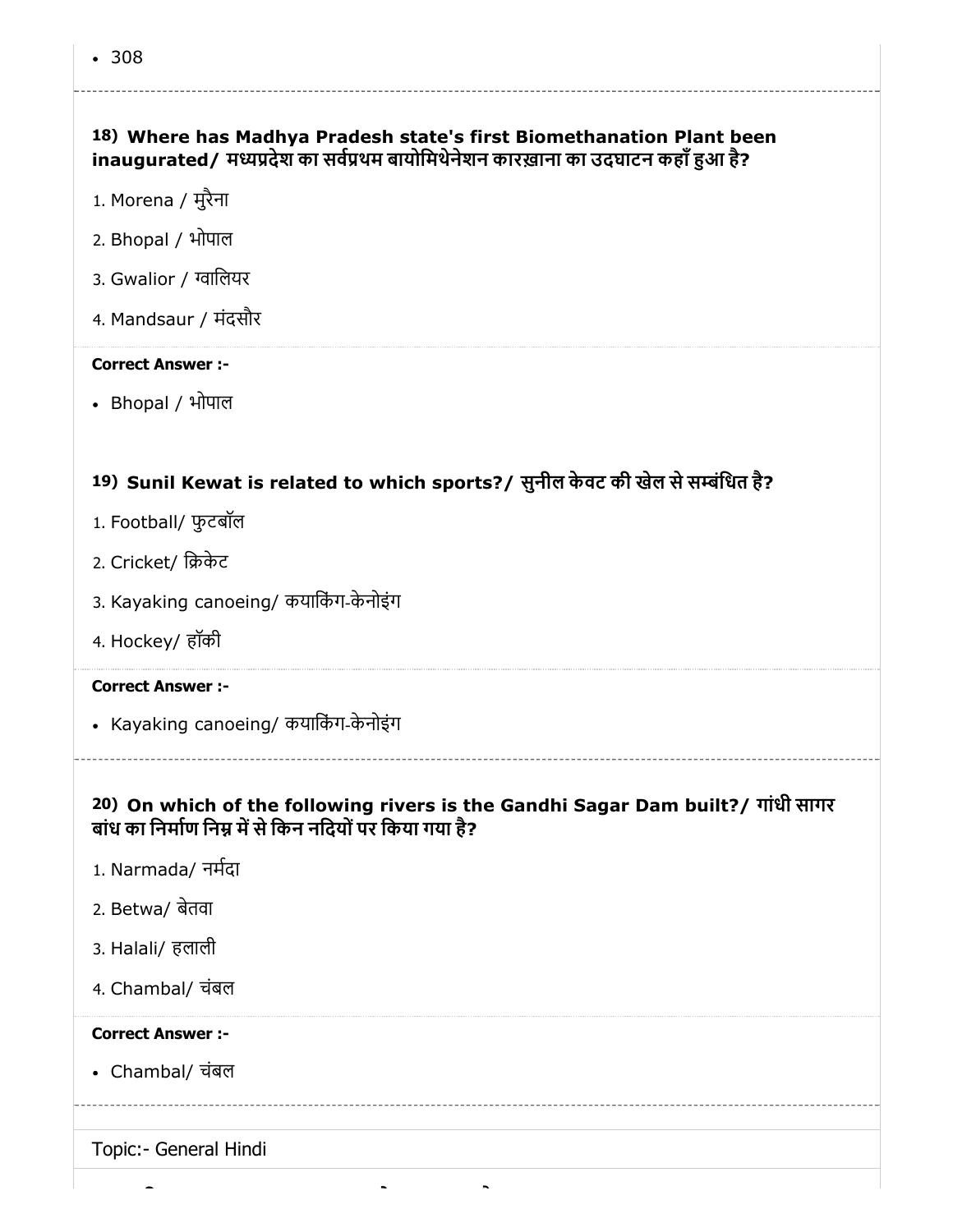- 308

**18) Where has Madhya Pradesh state's first Biomethanation Plant been inaugurated/ मध्यप्रदेश का सर्वप्रथम बायोमिथेनेशन कारख़ाना का उदघाटन कहाँ हुआ है?**

1. Morena / मुरैना
2. Bhopal / भोपाल
3. Gwalior / ग्वालियर
4. Mandsaur / मंदसौर

**Correct Answer :-**

- Bhopal / भोपाल

**19) Sunil Kewat is related to which sports?/ सुनील केवट की खेल से सम्बंधित है?**

1. Football/ फुटबॉल
2. Cricket/ क्रिकेट
3. Kayaking canoeing/ कयाकिंग-केनोइंग
4. Hockey/ हॉकी

**Correct Answer :-**

- Kayaking canoeing/ कयाकिंग-केनोइंग

**20) On which of the following rivers is the Gandhi Sagar Dam built?/ गांधी सागर बांध का निर्माण निम्न में से किन नदियों पर किया गया है?**

1. Narmada/ नर्मदा
2. Betwa/ बेतवा
3. Halali/ हलाली
4. Chambal/ चंबल

**Correct Answer :-**

- Chambal/ चंबल

Topic:- General Hindi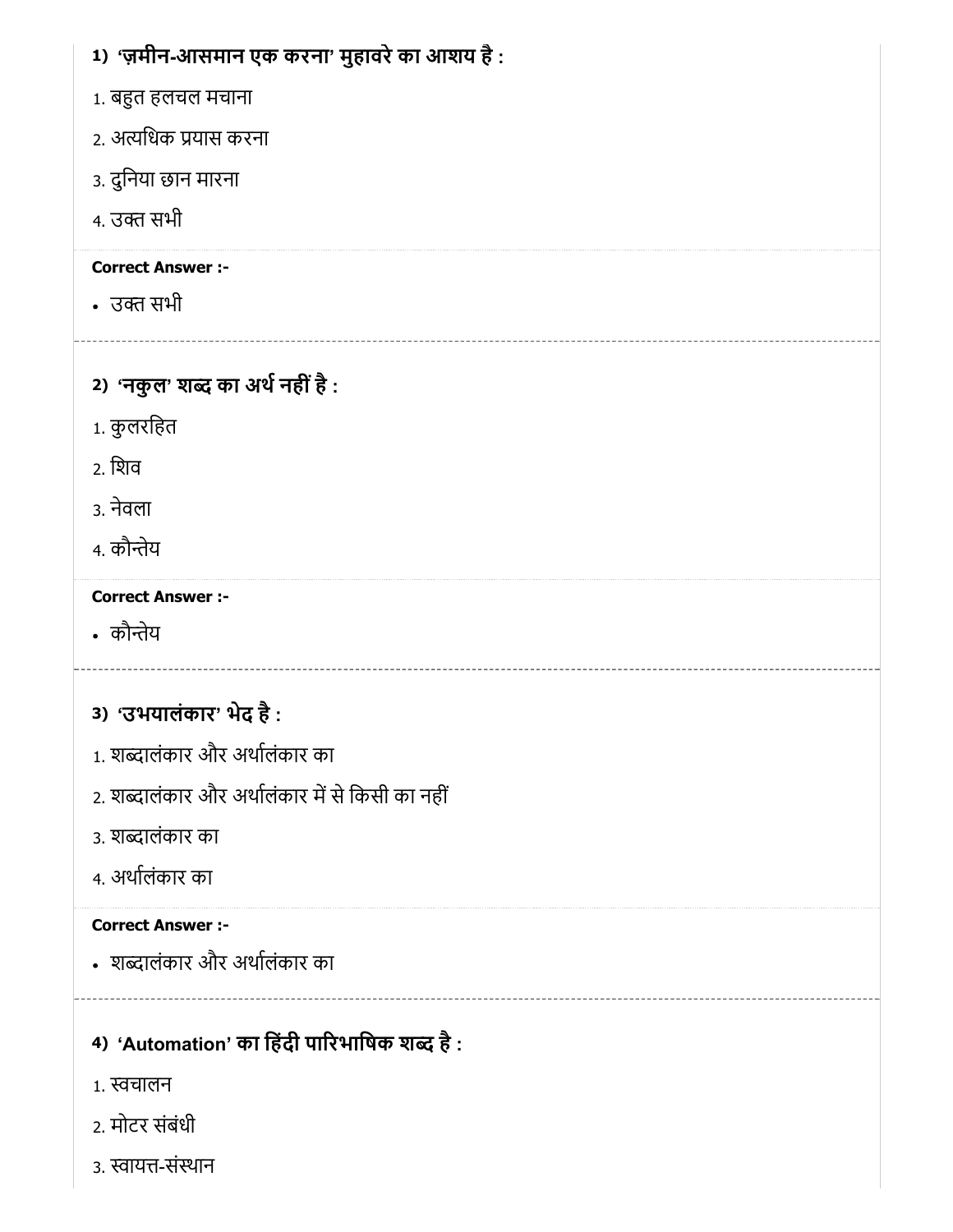**1) 'ज़मीन-आसमान एक करना' मुहावरे का आशय है :**

1. बहुत हलचल मचाना
2. अत्यधिक प्रयास करना
3. दुनिया छान मारना
4. उक्त सभी

**Correct Answer :-**

- उक्त सभी

---

**2) 'नकुल' शब्द का अर्थ नहीं है :**

1. कुलरहित
2. शिव
3. नेवला
4. कौन्तेय

**Correct Answer :-**

- कौन्तेय

---

**3) 'उभयालंकार' भेद है :**

1. शब्दालंकार और अर्थालंकार का
2. शब्दालंकार और अर्थालंकार में से किसी का नहीं
3. शब्दालंकार का
4. अर्थालंकार का

**Correct Answer :-**

- शब्दालंकार और अर्थालंकार का

---

**4) 'Automation' का हिंदी पारिभाषिक शब्द है :**

1. स्वचालन
2. मोटर संबंधी
3. स्वायत्त-संस्थान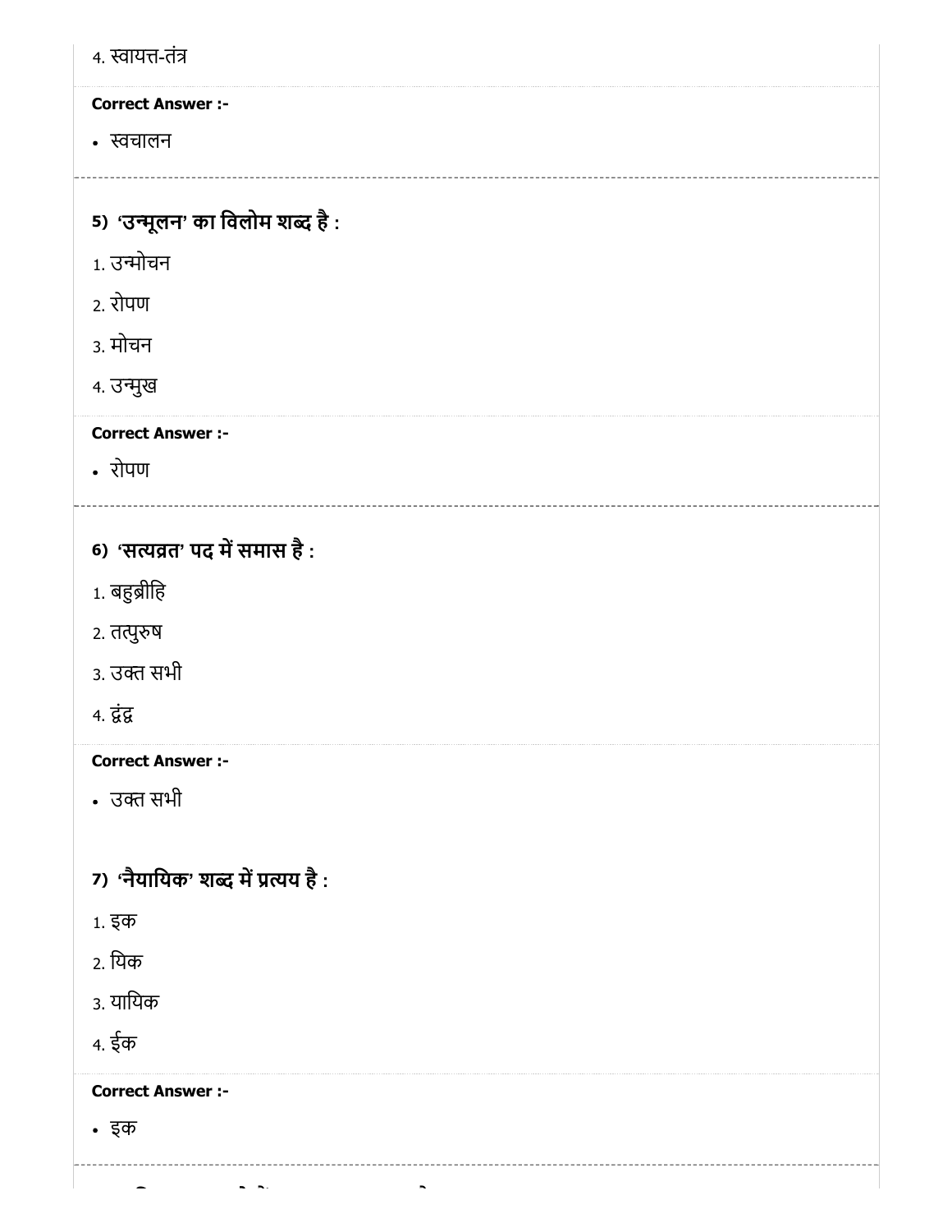4. स्वायत्त-तंत्र

**Correct Answer :-**

- स्वचालन

**5) 'उन्मूलन' का विलोम शब्द है :**

1. उन्मोचन
2. रोपण
3. मोचन
4. उन्मुख

**Correct Answer :-**

- रोपण

**6) 'सत्यव्रत' पद में समास है :**

1. बहुब्रीहि
2. तत्पुरुष
3. उक्त सभी
4. द्वंद्व

**Correct Answer :-**

- उक्त सभी

**7) 'नैयायिक' शब्द में प्रत्यय है :**

1. इक
2. यिक
3. यायिक
4. ईक

**Correct Answer :-**

- इक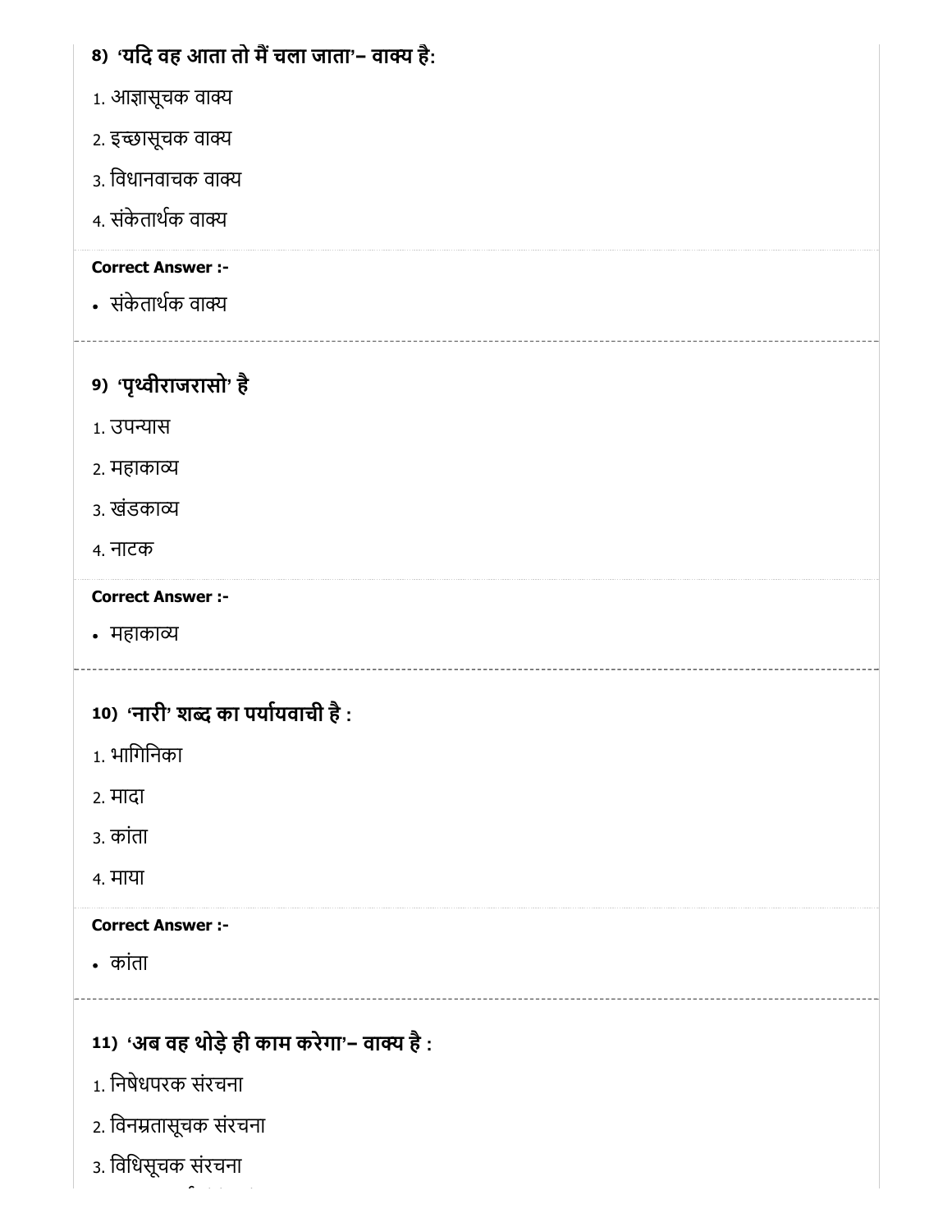**8) 'यदि वह आता तो मैं चला जाता'– वाक्य है:**

1. आज्ञासूचक वाक्य
2. इच्छासूचक वाक्य
3. विधानवाचक वाक्य
4. संकेतार्थक वाक्य

**Correct Answer :-**

- संकेतार्थक वाक्य

---

**9) 'पृथ्वीराजरासो' है**

1. उपन्यास
2. महाकाव्य
3. खंडकाव्य
4. नाटक

**Correct Answer :-**

- महाकाव्य

---

**10) 'नारी' शब्द का पर्यायवाची है :**

1. भागिनिका
2. मादा
3. कांता
4. माया

**Correct Answer :-**

- कांता

---

**11) 'अब वह थोड़े ही काम करेगा'– वाक्य है :**

1. निषेधपरक संरचना
2. विनम्रतासूचक संरचना
3. विधिसूचक संरचना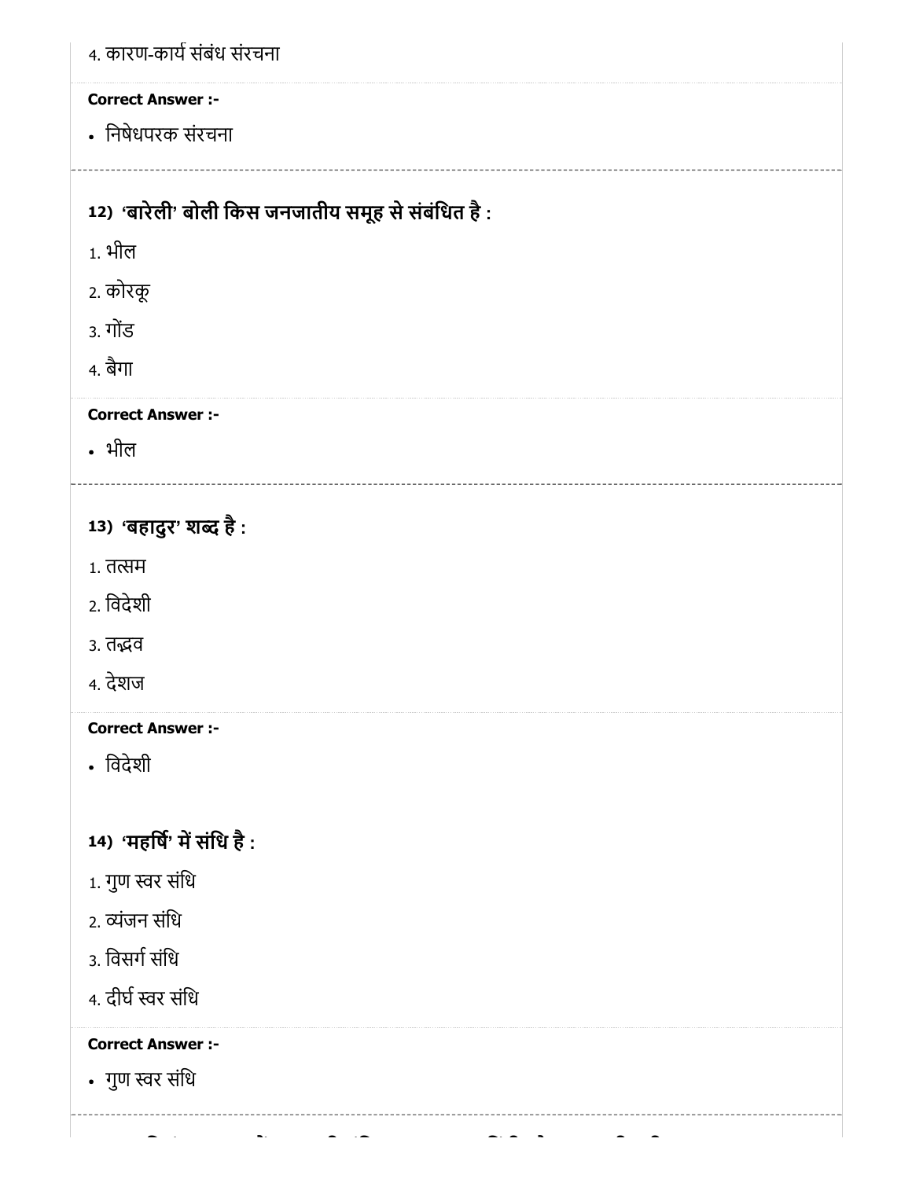4. कारण-कार्य संबंध संरचना

**Correct Answer :-**

- निषेधपरक संरचना

**12) 'बारेली' बोली किस जनजातीय समूह से संबंधित है :**

1. भील
2. कोरकू
3. गोंड
4. बैगा

**Correct Answer :-**

- भील

**13) 'बहादुर' शब्द है :**

1. तत्सम
2. विदेशी
3. तद्भव
4. देशज

**Correct Answer :-**

- विदेशी

**14) 'महर्षि' में संधि है :**

1. गुण स्वर संधि
2. व्यंजन संधि
3. विसर्ग संधि
4. दीर्घ स्वर संधि

**Correct Answer :-**

- गुण स्वर संधि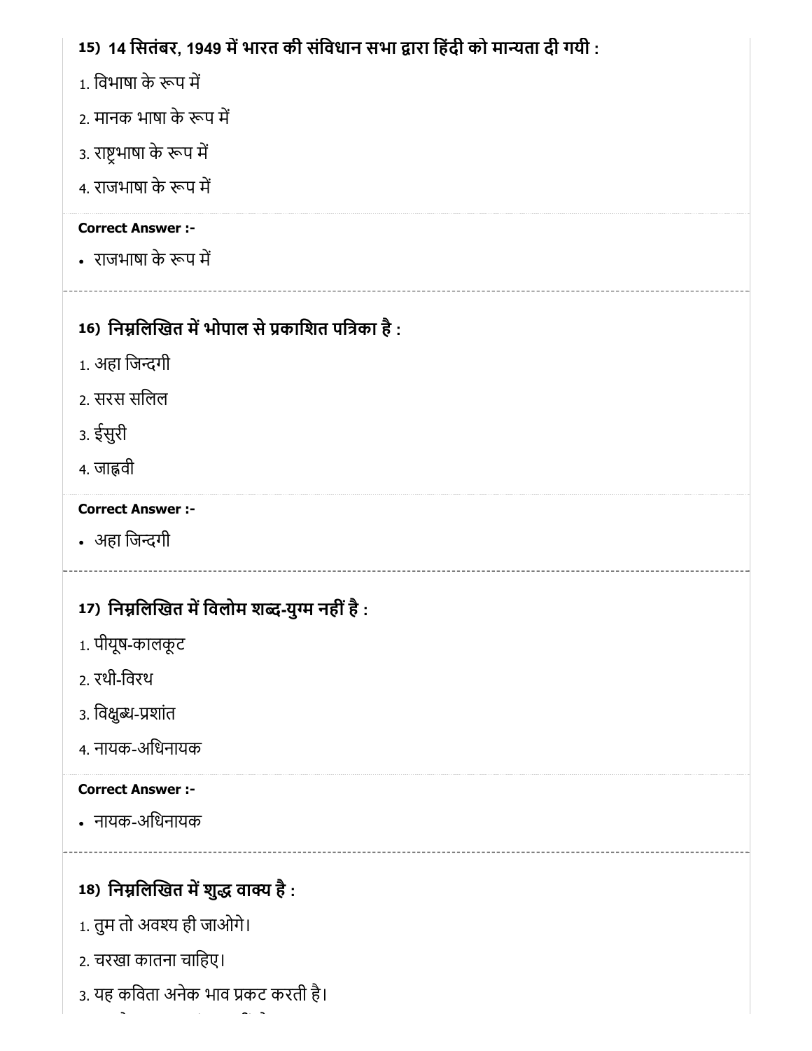**15) 14 सितंबर, 1949 में भारत की संविधान सभा द्वारा हिंदी को मान्यता दी गयी :**

1. विभाषा के रूप में
2. मानक भाषा के रूप में
3. राष्ट्रभाषा के रूप में
4. राजभाषा के रूप में

**Correct Answer :-**

- राजभाषा के रूप में

---

**16) निम्नलिखित में भोपाल से प्रकाशित पत्रिका है :**

1. अहा जिन्दगी
2. सरस सलिल
3. ईसुरी
4. जाह्नवी

**Correct Answer :-**

- अहा जिन्दगी

---

**17) निम्नलिखित में विलोम शब्द-युग्म नहीं है :**

1. पीयूष-कालकूट
2. रथी-विरथ
3. विक्षुब्ध-प्रशांत
4. नायक-अधिनायक

**Correct Answer :-**

- नायक-अधिनायक

---

**18) निम्नलिखित में शुद्ध वाक्य है :**

1. तुम तो अवश्य ही जाओगे।
2. चरखा कातना चाहिए।
3. यह कविता अनेक भाव प्रकट करती है।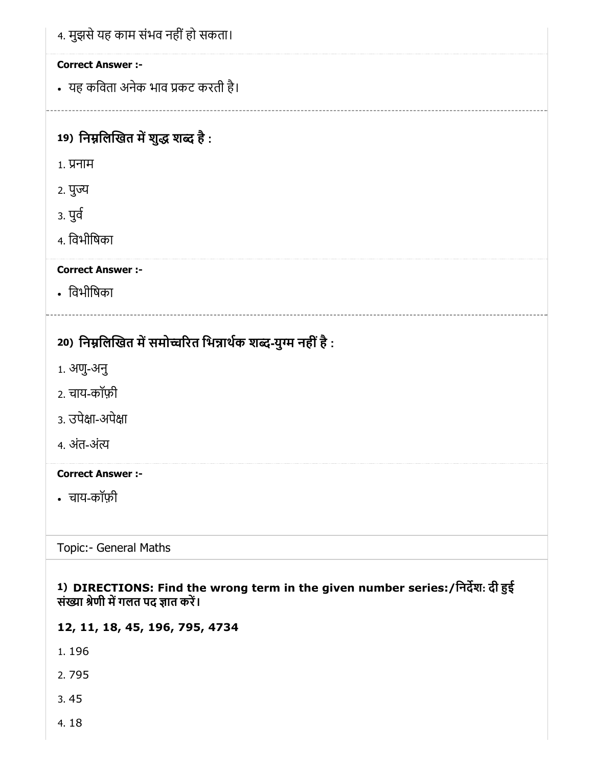4. मुझसे यह काम संभव नहीं हो सकता।

**Correct Answer :-**

- यह कविता अनेक भाव प्रकट करती है।

---

**19) निम्नलिखित में शुद्ध शब्द है :**

1. प्रनाम
2. पुज्य
3. पुर्व
4. विभीषिका

**Correct Answer :-**

- विभीषिका

---

**20) निम्नलिखित में समोच्चरित भिन्नार्थक शब्द-युग्म नहीं है :**

1. अणु-अनु
2. चाय-कॉफ़ी
3. उपेक्षा-अपेक्षा
4. अंत-अंत्य

**Correct Answer :-**

- चाय-कॉफ़ी

---

Topic:- General Maths

**1) DIRECTIONS: Find the wrong term in the given number series:/निर्देश: दी हुई संख्या श्रेणी में गलत पद ज्ञात करें।**

**12, 11, 18, 45, 196, 795, 4734**

1. 196
2. 795
3. 45
4. 18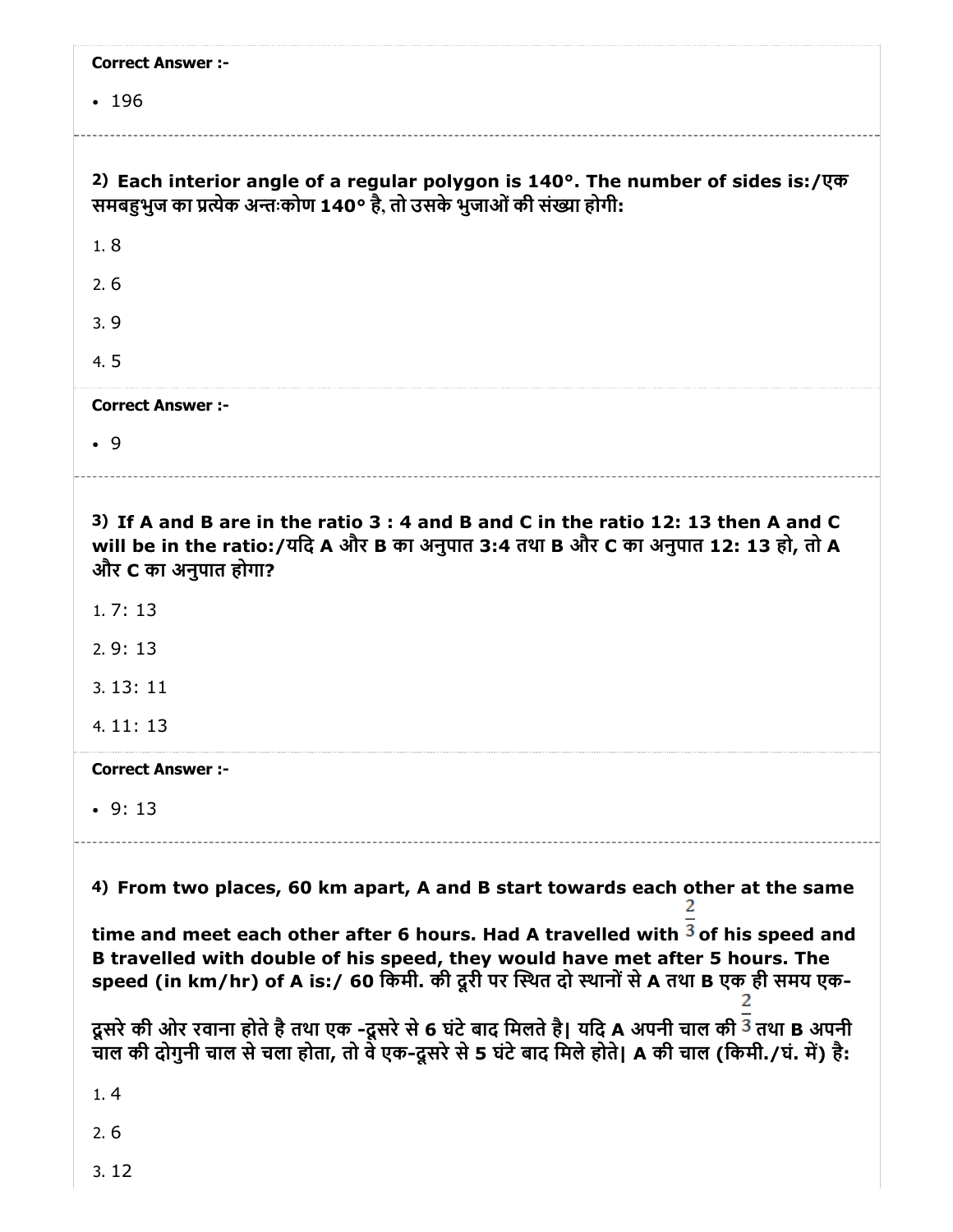**Correct Answer :-**

- 196

---

2) **Each interior angle of a regular polygon is 140°. The number of sides is:/एक समबहुभुज का प्रत्येक अन्तःकोण 140° है, तो उसके भुजाओं की संख्या होगी:**

1. 8
2. 6
3. 9
4. 5

**Correct Answer :-**

- 9

---

3) **If A and B are in the ratio 3 : 4 and B and C in the ratio 12: 13 then A and C will be in the ratio:/यदि A और B का अनुपात 3:4 तथा B और C का अनुपात 12: 13 हो, तो A और C का अनुपात होगा?**

1. 7: 13
2. 9: 13
3. 13: 11
4. 11: 13

**Correct Answer :-**

- 9: 13

---

4) **From two places, 60 km apart, A and B start towards each other at the same time and meet each other after 6 hours. Had A travelled with $\frac{2}{3}$ of his speed and B travelled with double of his speed, they would have met after 5 hours. The speed (in km/hr) of A is:/ 60 किमी. की दूरी पर स्थित दो स्थानों से A तथा B एक ही समय एक-दूसरे की ओर रवाना होते है तथा एक -दूसरे से 6 घंटे बाद मिलते है| यदि A अपनी चाल की $\frac{2}{3}$ तथा B अपनी चाल की दोगुनी चाल से चला होता, तो वे एक-दूसरे से 5 घंटे बाद मिले होते| A की चाल (किमी./घं. में) है:**

1. 4
2. 6
3. 12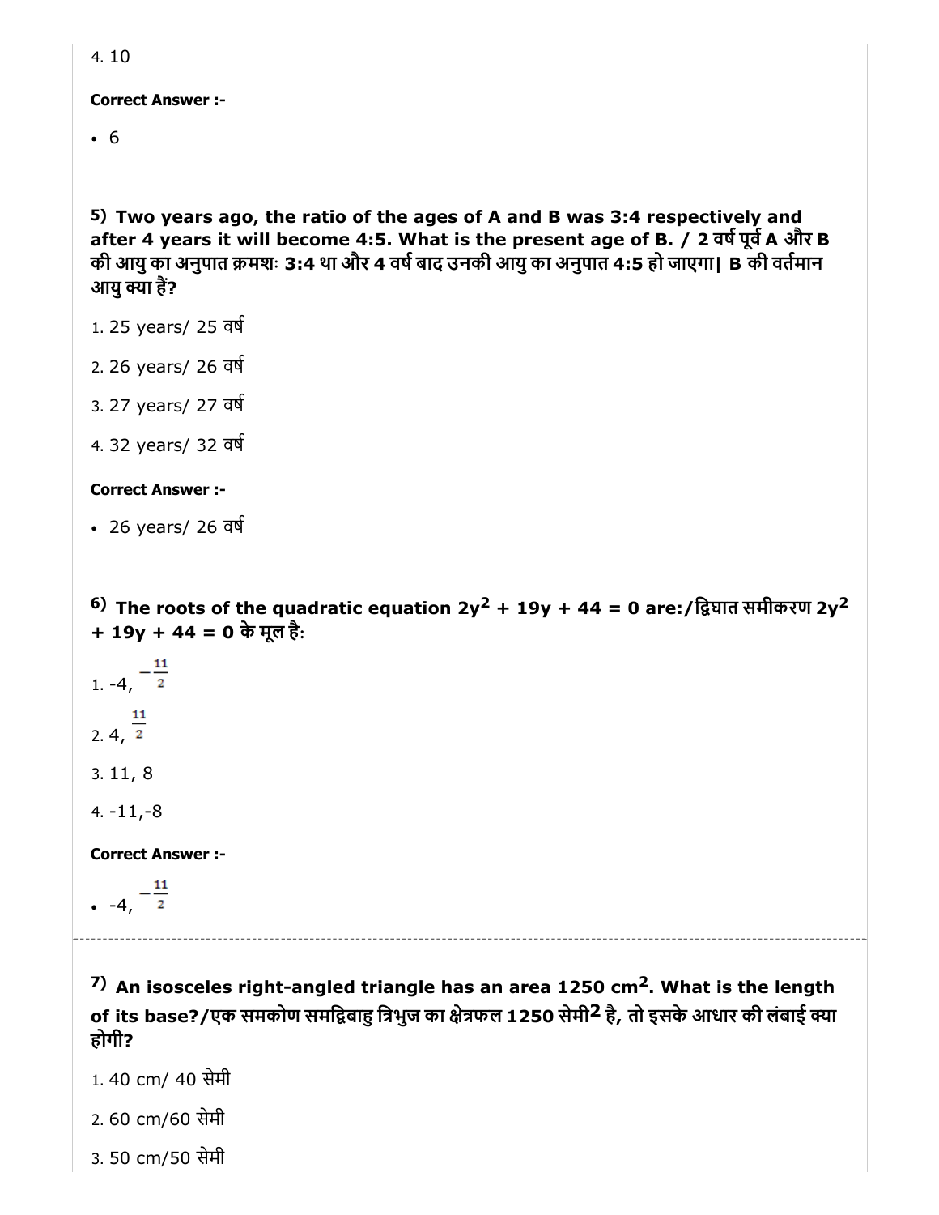4. 10

**Correct Answer :-**

- 6

**5) Two years ago, the ratio of the ages of A and B was 3:4 respectively and after 4 years it will become 4:5. What is the present age of B. / 2 वर्ष पूर्व A और B की आयु का अनुपात क्रमशः 3:4 था और 4 वर्ष बाद उनकी आयु का अनुपात 4:5 हो जाएगा| B की वर्तमान आयु क्या हैं?**

1. 25 years/ 25 वर्ष
2. 26 years/ 26 वर्ष
3. 27 years/ 27 वर्ष
4. 32 years/ 32 वर्ष

**Correct Answer :-**

- 26 years/ 26 वर्ष

**6) The roots of the quadratic equation $2y^2 + 19y + 44 = 0$ are:/द्विघात समीकरण $2y^2 + 19y + 44 = 0$ के मूल है:**

1. -4, $-\frac{11}{2}$
2. 4, $\frac{11}{2}$
3. 11, 8
4. -11,-8

**Correct Answer :-**

- -4, $-\frac{11}{2}$

**7) An isosceles right-angled triangle has an area 1250 $cm^2$. What is the length of its base?/एक समकोण समद्विबाहु त्रिभुज का क्षेत्रफल 1250 सेमी$^2$ है, तो इसके आधार की लंबाई क्या होगी?**

1. 40 cm/ 40 सेमी
2. 60 cm/60 सेमी
3. 50 cm/50 सेमी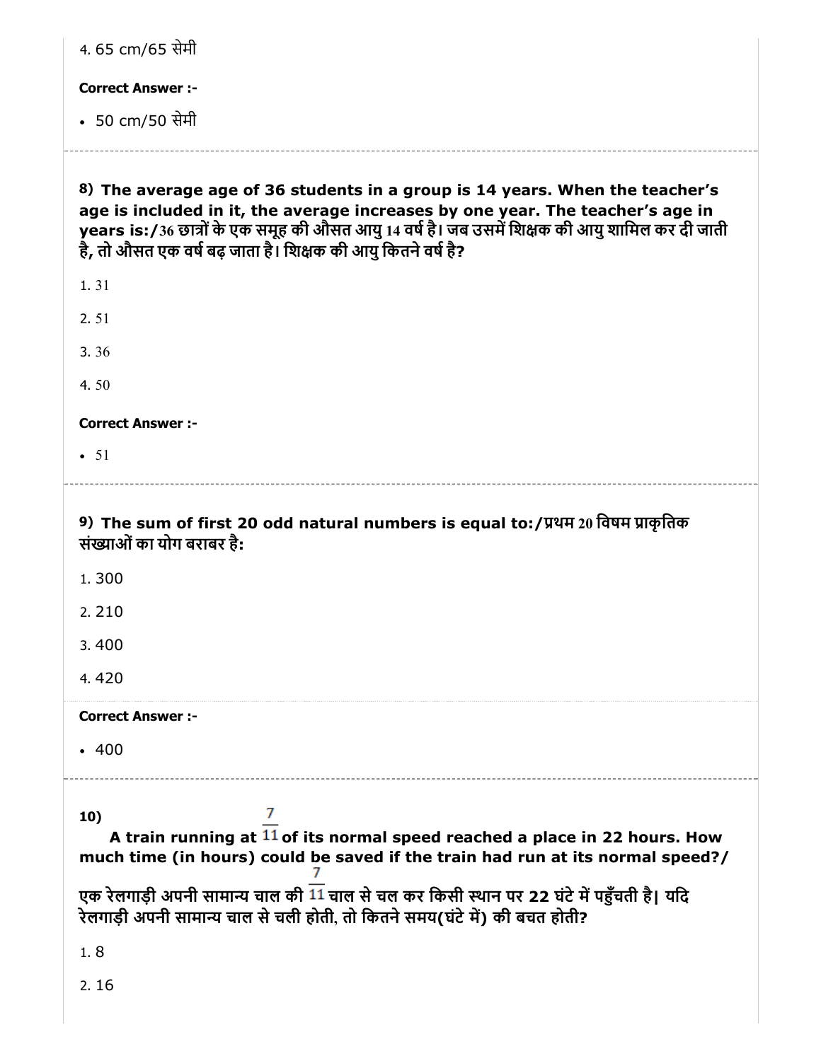4. 65 cm/65 सेमी

**Correct Answer :-**

- 50 cm/50 सेमी

**8) The average age of 36 students in a group is 14 years. When the teacher's age is included in it, the average increases by one year. The teacher's age in years is:/36 छात्रों के एक समूह की औसत आयु 14 वर्ष है। जब उसमें शिक्षक की आयु शामिल कर दी जाती है, तो औसत एक वर्ष बढ़ जाता है। शिक्षक की आयु कितने वर्ष है?**

1. 31

2. 51

3. 36

4. 50

**Correct Answer :-**

- 51

**9) The sum of first 20 odd natural numbers is equal to:/प्रथम 20 विषम प्राकृतिक संख्याओं का योग बराबर है:**

1. 300

2. 210

3. 400

4. 420

**Correct Answer :-**

- 400

**10)**

**A train running at $\frac{7}{11}$ of its normal speed reached a place in 22 hours. How much time (in hours) could be saved if the train had run at its normal speed?/**

**एक रेलगाड़ी अपनी सामान्य चाल की $\frac{7}{11}$ चाल से चल कर किसी स्थान पर 22 घंटे में पहुँचती है| यदि रेलगाड़ी अपनी सामान्य चाल से चली होती, तो कितने समय(घंटे में) की बचत होती?**

1. 8

2. 16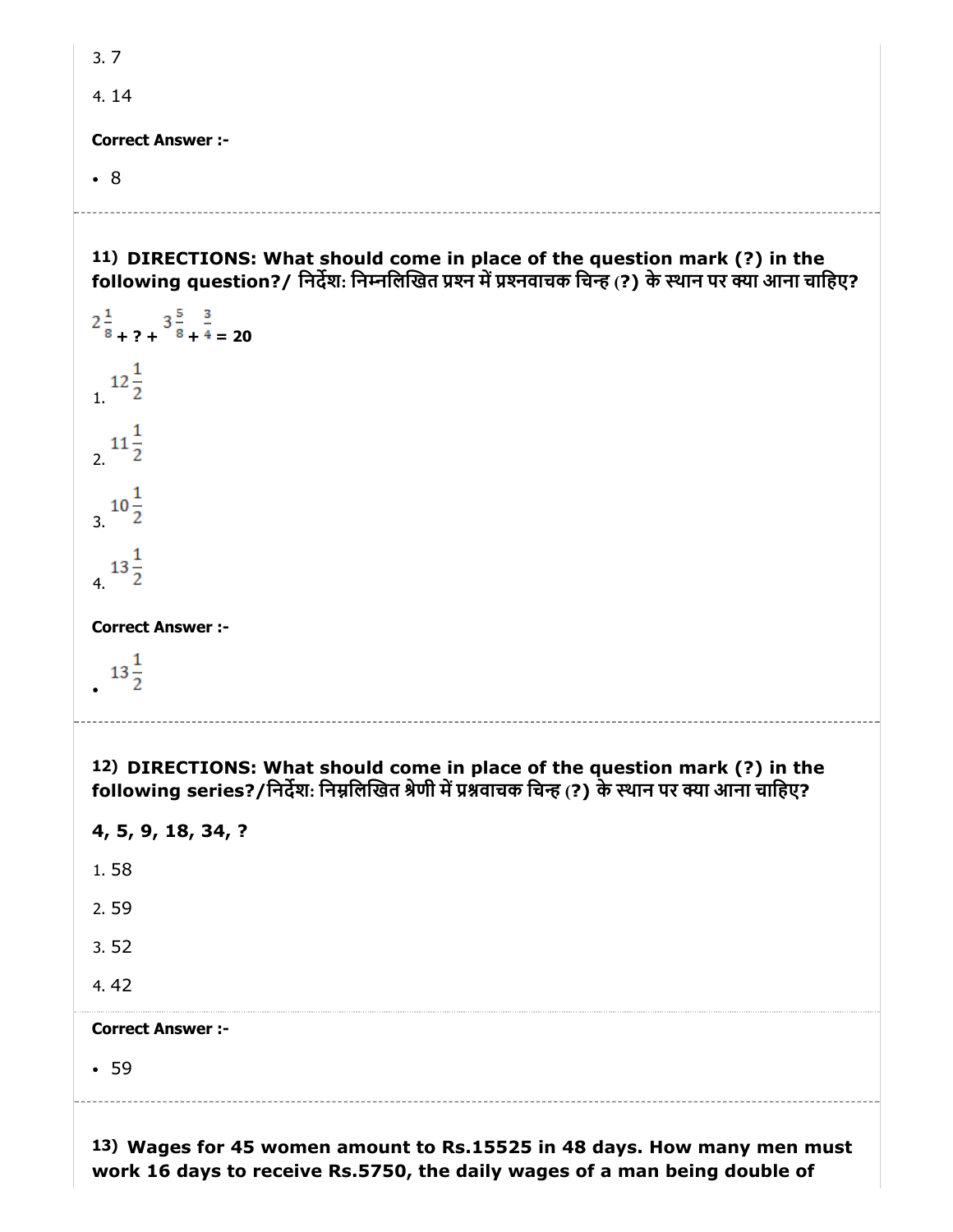3. 7

4. 14

**Correct Answer :-**

- 8

---

**11) DIRECTIONS: What should come in place of the question mark (?) in the following question?/ निर्देश: निम्नलिखित प्रश्न में प्रश्नवाचक चिन्ह (?) के स्थान पर क्या आना चाहिए?**

$2\frac{1}{8}$ **+ ? +** $3\frac{5}{8}$ **+** $\frac{3}{4}$ **= 20**

1. $12\frac{1}{2}$

2. $11\frac{1}{2}$

3. $10\frac{1}{2}$

4. $13\frac{1}{2}$

**Correct Answer :-**

- $13\frac{1}{2}$

---

**12) DIRECTIONS: What should come in place of the question mark (?) in the following series?/निर्देश: निम्नलिखित श्रेणी में प्रश्नवाचक चिन्ह (?) के स्थान पर क्या आना चाहिए?**

**4, 5, 9, 18, 34, ?**

1. 58

2. 59

3. 52

4. 42

**Correct Answer :-**

- 59

---

**13) Wages for 45 women amount to Rs.15525 in 48 days. How many men must work 16 days to receive Rs.5750, the daily wages of a man being double of**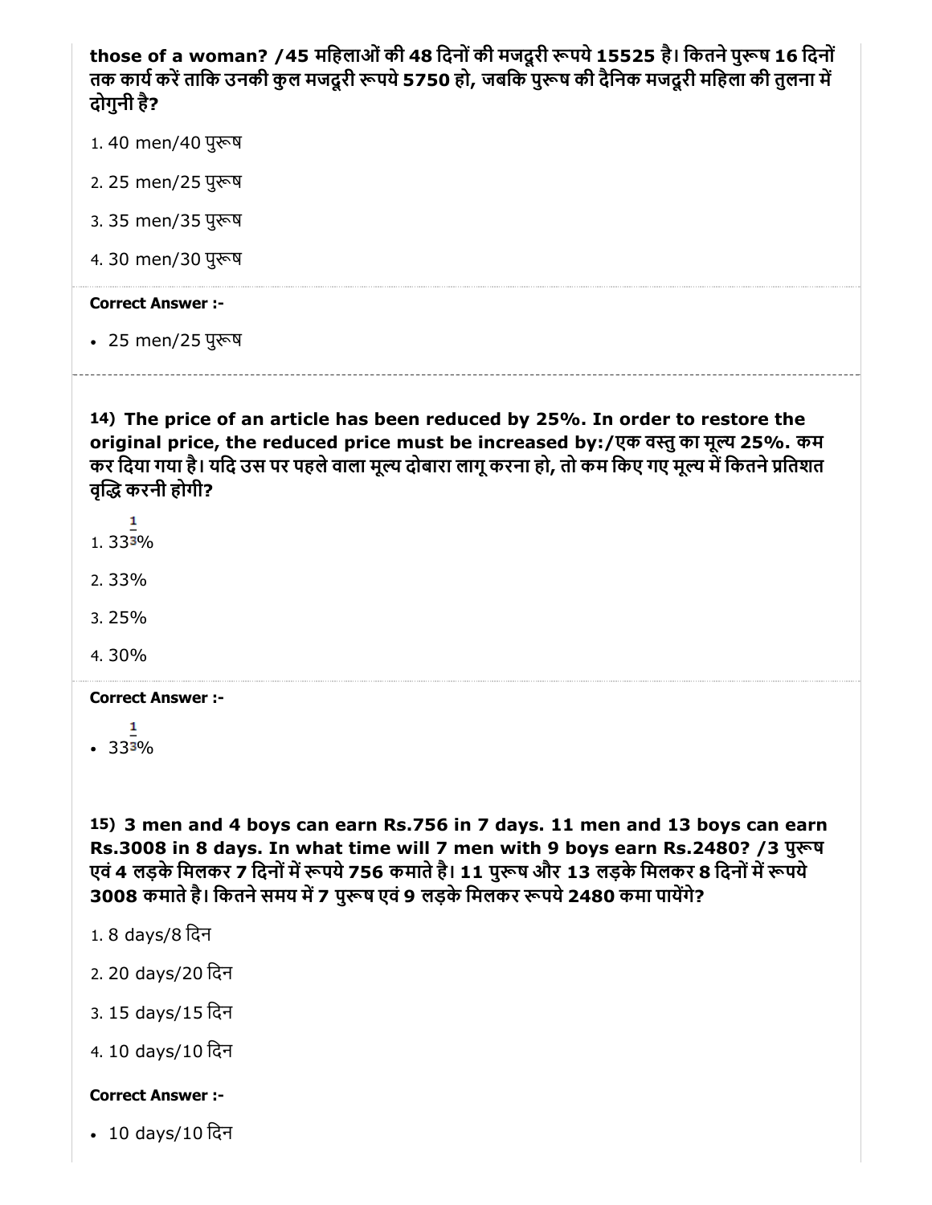**those of a woman? /45 महिलाओं की 48 दिनों की मजदूरी रूपये 15525 है। कितने पुरूष 16 दिनों तक कार्य करें ताकि उनकी कुल मजदूरी रूपये 5750 हो, जबकि पुरूष की दैनिक मजदूरी महिला की तुलना में दोगुनी है?**

1. 40 men/40 पुरूष
2. 25 men/25 पुरूष
3. 35 men/35 पुरूष
4. 30 men/30 पुरूष

**Correct Answer :-**

- 25 men/25 पुरूष

---

**14) The price of an article has been reduced by 25%. In order to restore the original price, the reduced price must be increased by:/एक वस्तु का मूल्य 25%. कम कर दिया गया है। यदि उस पर पहले वाला मूल्य दोबारा लागू करना हो, तो कम किए गए मूल्य में कितने प्रतिशत वृद्धि करनी होगी?**

1. $33\frac{1}{3}\%$
2. 33%
3. 25%
4. 30%

**Correct Answer :-**

- $33\frac{1}{3}\%$

---

**15) 3 men and 4 boys can earn Rs.756 in 7 days. 11 men and 13 boys can earn Rs.3008 in 8 days. In what time will 7 men with 9 boys earn Rs.2480? /3 पुरूष एवं 4 लड़के मिलकर 7 दिनों में रूपये 756 कमाते है। 11 पुरूष और 13 लड़के मिलकर 8 दिनों में रूपये 3008 कमाते है। कितने समय में 7 पुरूष एवं 9 लड़के मिलकर रूपये 2480 कमा पायेंगे?**

1. 8 days/8 दिन
2. 20 days/20 दिन
3. 15 days/15 दिन
4. 10 days/10 दिन

**Correct Answer :-**

- 10 days/10 दिन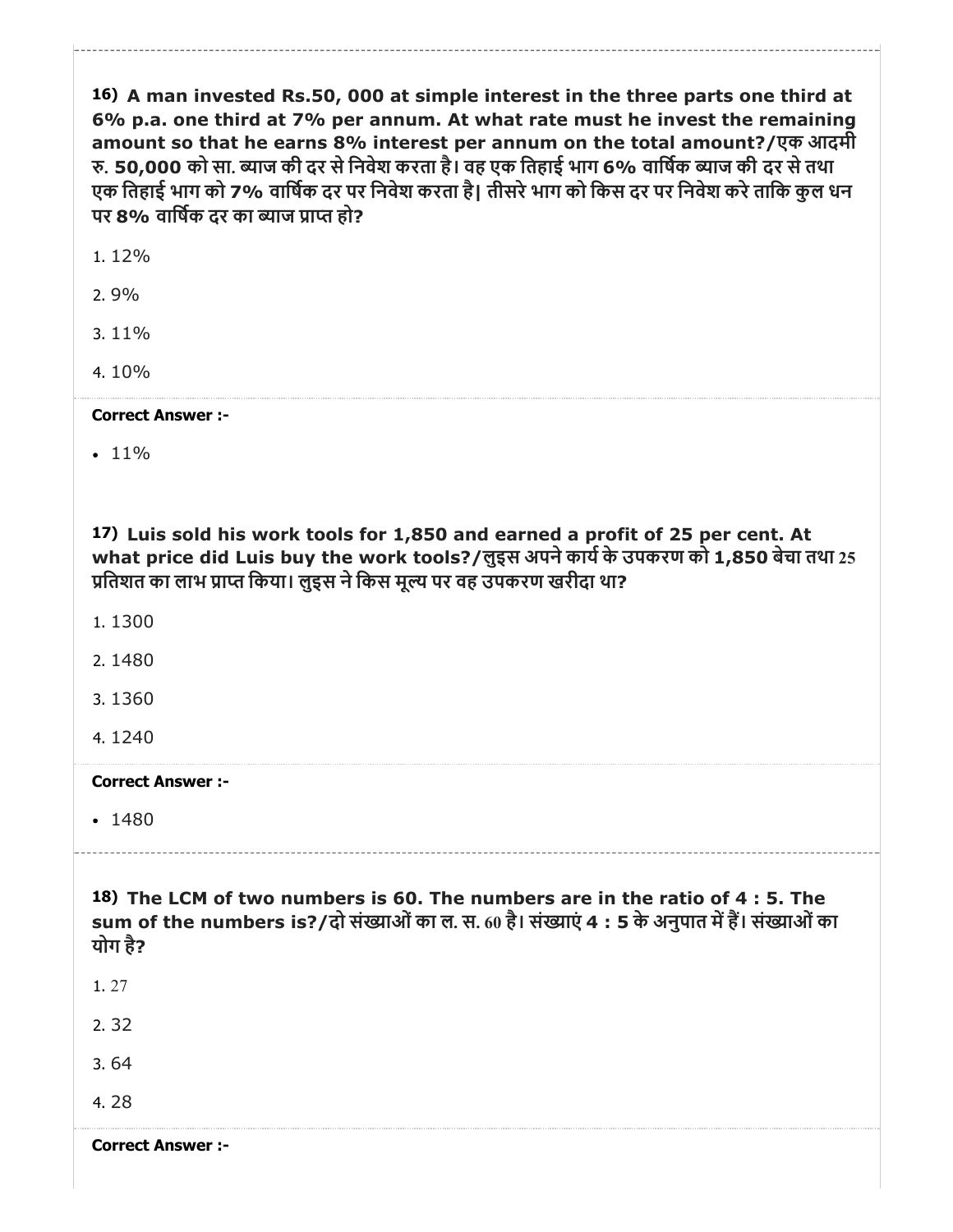**16) A man invested Rs.50, 000 at simple interest in the three parts one third at 6% p.a. one third at 7% per annum. At what rate must he invest the remaining amount so that he earns 8% interest per annum on the total amount?/एक आदमी रु. 50,000 को सा. ब्याज की दर से निवेश करता है। वह एक तिहाई भाग 6% वार्षिक ब्याज की दर से तथा एक तिहाई भाग को 7% वार्षिक दर पर निवेश करता है| तीसरे भाग को किस दर पर निवेश करे ताकि कुल धन पर 8% वार्षिक दर का ब्याज प्राप्त हो?**

1. 12%
2. 9%
3. 11%
4. 10%

**Correct Answer :-**

- 11%

**17) Luis sold his work tools for 1,850 and earned a profit of 25 per cent. At what price did Luis buy the work tools?/लुइस अपने कार्य के उपकरण को 1,850 बेचा तथा 25 प्रतिशत का लाभ प्राप्त किया। लुइस ने किस मूल्य पर वह उपकरण खरीदा था?**

1. 1300
2. 1480
3. 1360
4. 1240

**Correct Answer :-**

- 1480

**18) The LCM of two numbers is 60. The numbers are in the ratio of 4 : 5. The sum of the numbers is?/दो संख्याओं का ल. स. 60 है। संख्याएं 4 : 5 के अनुपात में हैं। संख्याओं का योग है?**

1. 27
2. 32
3. 64
4. 28

**Correct Answer :-**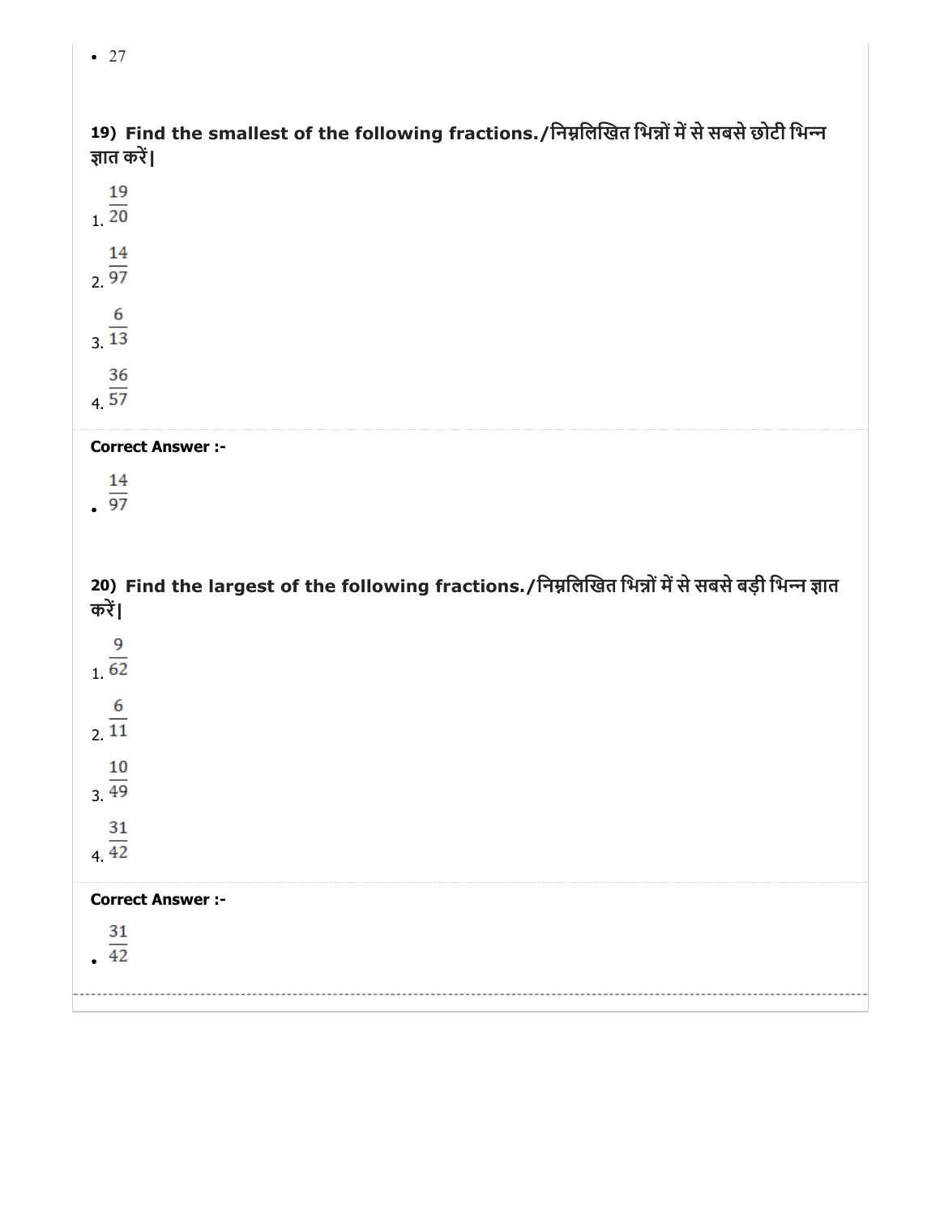- 27

**19) Find the smallest of the following fractions./निम्नलिखित भिन्नों में से सबसे छोटी भिन्न ज्ञात करें|**

1. $\frac{19}{20}$
2. $\frac{14}{97}$
3. $\frac{6}{13}$
4. $\frac{36}{57}$

**Correct Answer :-**

- $\frac{14}{97}$

**20) Find the largest of the following fractions./निम्नलिखित भिन्नों में से सबसे बड़ी भिन्न ज्ञात करें|**

1. $\frac{9}{62}$
2. $\frac{6}{11}$
3. $\frac{10}{49}$
4. $\frac{31}{42}$

**Correct Answer :-**

- $\frac{31}{42}$